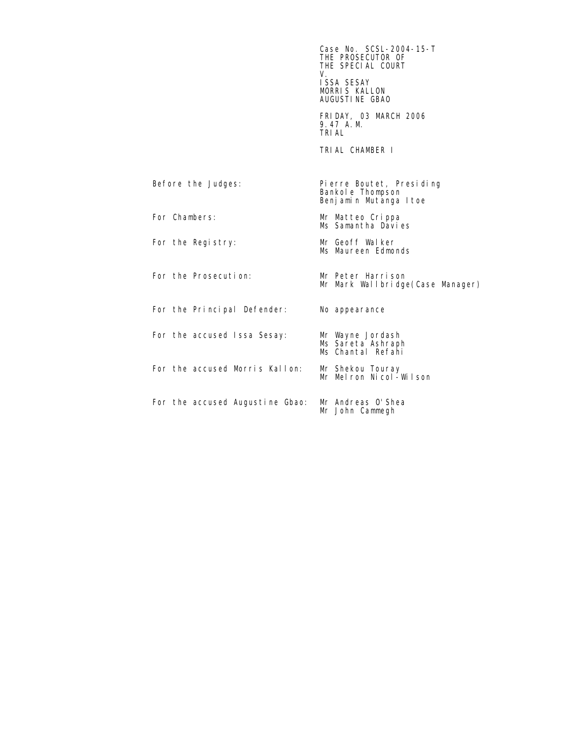Case No. SCSL-2004-15-T
THE PROSECUTOR OF
THE SPECIAL COURT
V.
ISSA SESAY
MORRIS KALLON
AUGUSTINE GBAO

FRIDAY, 03 MARCH 2006
9.47 A.M.
TRIAL

TRIAL CHAMBER I

| | |
|---|---|
| Before the Judges: | Pierre Boutet, Presiding<br>Bankole Thompson<br>Benjamin Mutanga Itoe |
| For Chambers: | Mr Matteo Crippa<br>Ms Samantha Davies |
| For the Registry: | Mr Geoff Walker<br>Ms Maureen Edmonds |
| For the Prosecution: | Mr Peter Harrison<br>Mr Mark Wallbridge(Case Manager) |
| For the Principal Defender: | No appearance |
| For the accused Issa Sesay: | Mr Wayne Jordash<br>Ms Sareta Ashraph<br>Ms Chantal Refahi |
| For the accused Morris Kallon: | Mr Shekou Touray<br>Mr Melron Nicol-Wilson |
| For the accused Augustine Gbao: | Mr Andreas O'Shea<br>Mr John Cammegh |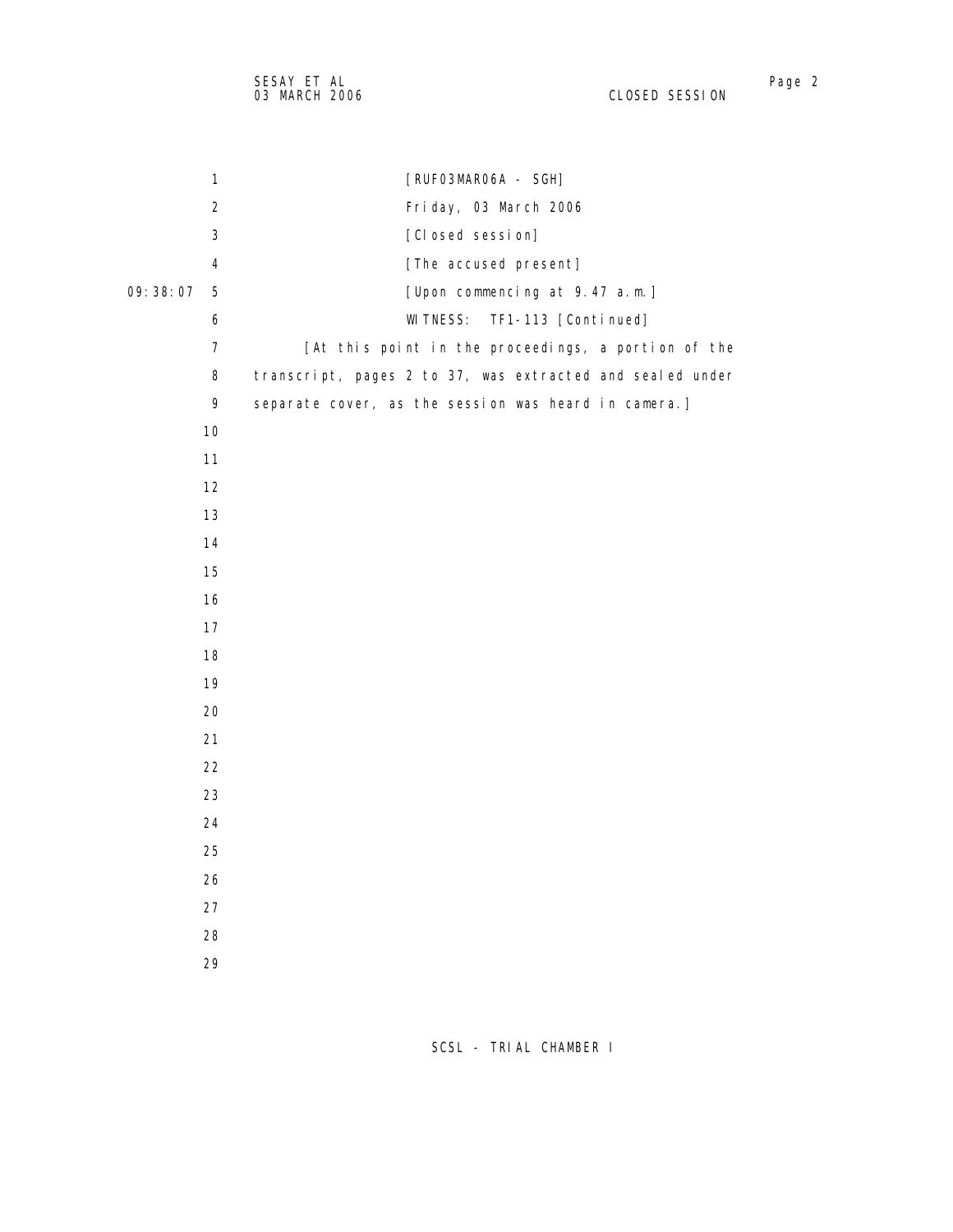[RUF03MAR06A - SGH]

Friday, 03 March 2006

[Closed session]

[The accused present]

09:38:07 [Upon commencing at 9.47 a.m.]

WITNESS: TF1-113 [Continued]

[At this point in the proceedings, a portion of the transcript, pages 2 to 37, was extracted and sealed under separate cover, as the session was heard in camera.]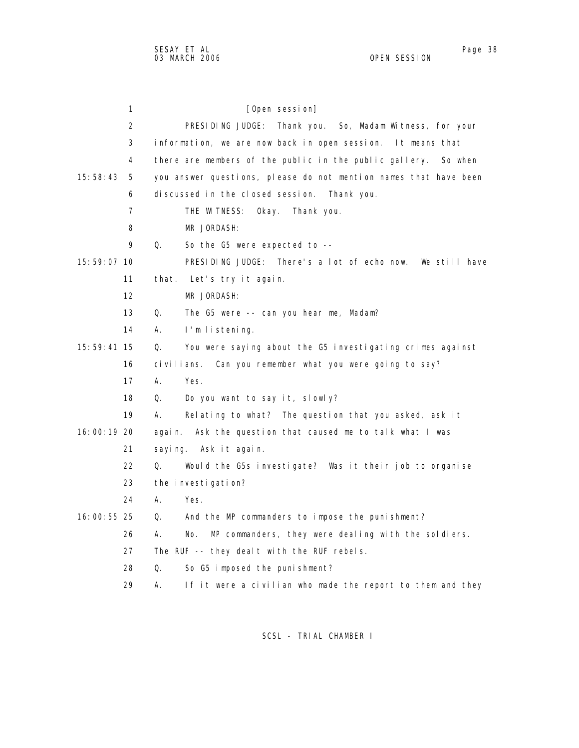[Open session]

PRESIDING JUDGE: Thank you. So, Madam Witness, for your information, we are now back in open session. It means that there are members of the public in the public gallery. So when you answer questions, please do not mention names that have been discussed in the closed session. Thank you.

THE WITNESS: Okay. Thank you.

MR JORDASH:

Q. So the G5 were expected to --

PRESIDING JUDGE: There's a lot of echo now. We still have that. Let's try it again.

MR JORDASH:

Q. The G5 were -- can you hear me, Madam?

A. I'm listening.

Q. You were saying about the G5 investigating crimes against civilians. Can you remember what you were going to say?

A. Yes.

Q. Do you want to say it, slowly?

A. Relating to what? The question that you asked, ask it again. Ask the question that caused me to talk what I was saying. Ask it again.

Q. Would the G5s investigate? Was it their job to organise the investigation?

A. Yes.

Q. And the MP commanders to impose the punishment?

A. No. MP commanders, they were dealing with the soldiers. The RUF -- they dealt with the RUF rebels.

Q. So G5 imposed the punishment?

A. If it were a civilian who made the report to them and they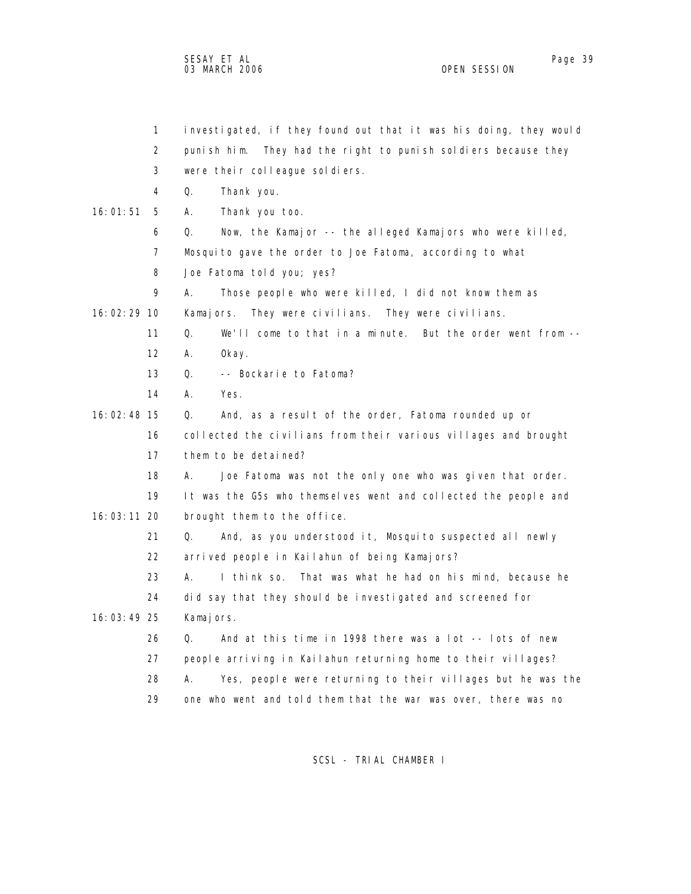1 investigated, if they found out that it was his doing, they would
2 punish him. They had the right to punish soldiers because they
3 were their colleague soldiers.
4 Q. Thank you.
16:01:51 5 A. Thank you too.
6 Q. Now, the Kamajor -- the alleged Kamajors who were killed,
7 Mosquito gave the order to Joe Fatoma, according to what
8 Joe Fatoma told you; yes?
9 A. Those people who were killed, I did not know them as
16:02:29 10 Kamajors. They were civilians. They were civilians.
11 Q. We'll come to that in a minute. But the order went from --
12 A. Okay.
13 Q. -- Bockarie to Fatoma?
14 A. Yes.
16:02:48 15 Q. And, as a result of the order, Fatoma rounded up or
16 collected the civilians from their various villages and brought
17 them to be detained?
18 A. Joe Fatoma was not the only one who was given that order.
19 It was the G5s who themselves went and collected the people and
16:03:11 20 brought them to the office.
21 Q. And, as you understood it, Mosquito suspected all newly
22 arrived people in Kailahun of being Kamajors?
23 A. I think so. That was what he had on his mind, because he
24 did say that they should be investigated and screened for
16:03:49 25 Kamajors.
26 Q. And at this time in 1998 there was a lot -- lots of new
27 people arriving in Kailahun returning home to their villages?
28 A. Yes, people were returning to their villages but he was the
29 one who went and told them that the war was over, there was no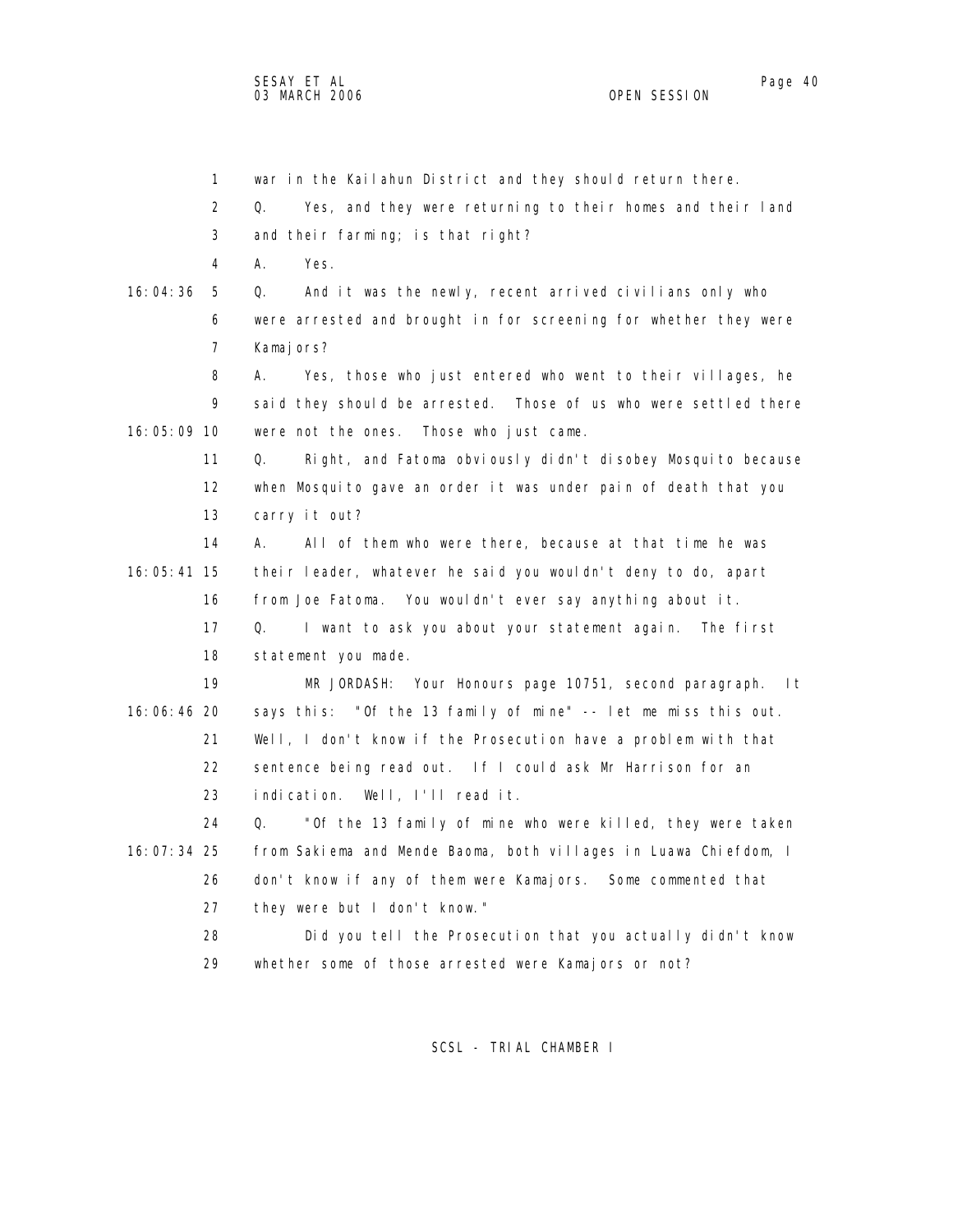war in the Kailahun District and they should return there.

Q. Yes, and they were returning to their homes and their land and their farming; is that right?

A. Yes.

Q. And it was the newly, recent arrived civilians only who were arrested and brought in for screening for whether they were Kamajors?

A. Yes, those who just entered who went to their villages, he said they should be arrested. Those of us who were settled there were not the ones. Those who just came.

Q. Right, and Fatoma obviously didn't disobey Mosquito because when Mosquito gave an order it was under pain of death that you carry it out?

A. All of them who were there, because at that time he was their leader, whatever he said you wouldn't deny to do, apart from Joe Fatoma. You wouldn't ever say anything about it.

Q. I want to ask you about your statement again. The first statement you made.

MR JORDASH: Your Honours page 10751, second paragraph. It says this: "Of the 13 family of mine" -- let me miss this out. Well, I don't know if the Prosecution have a problem with that sentence being read out. If I could ask Mr Harrison for an indication. Well, I'll read it.

Q. "Of the 13 family of mine who were killed, they were taken from Sakiema and Mende Baoma, both villages in Luawa Chiefdom, I don't know if any of them were Kamajors. Some commented that they were but I don't know."

Did you tell the Prosecution that you actually didn't know whether some of those arrested were Kamajors or not?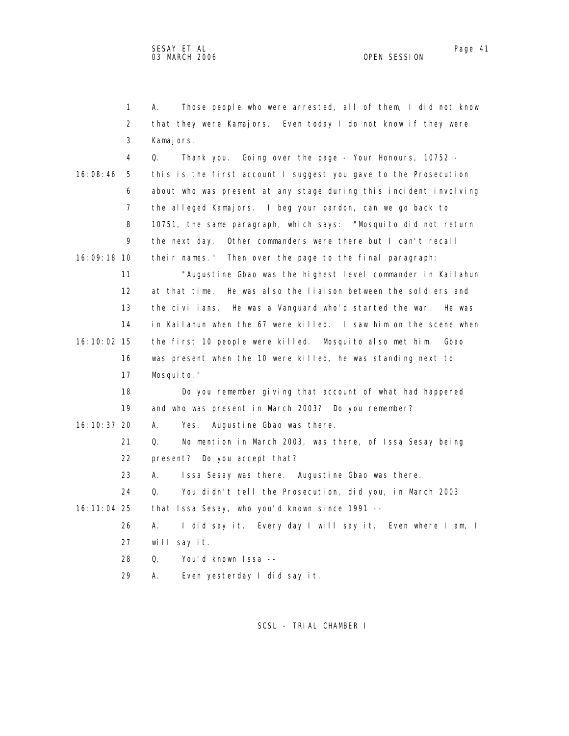A. Those people who were arrested, all of them, I did not know that they were Kamajors. Even today I do not know if they were Kamajors.

Q. Thank you. Going over the page - Your Honours, 10752 - this is the first account I suggest you gave to the Prosecution about who was present at any stage during this incident involving the alleged Kamajors. I beg your pardon, can we go back to 10751, the same paragraph, which says: "Mosquito did not return the next day. Other commanders were there but I can't recall their names." Then over the page to the final paragraph:

"Augustine Gbao was the highest level commander in Kailahun at that time. He was also the liaison between the soldiers and the civilians. He was a Vanguard who'd started the war. He was in Kailahun when the 67 were killed. I saw him on the scene when the first 10 people were killed. Mosquito also met him. Gbao was present when the 10 were killed, he was standing next to Mosquito."

Do you remember giving that account of what had happened and who was present in March 2003? Do you remember?

A. Yes. Augustine Gbao was there.

Q. No mention in March 2003, was there, of Issa Sesay being present? Do you accept that?

A. Issa Sesay was there. Augustine Gbao was there.

Q. You didn't tell the Prosecution, did you, in March 2003 that Issa Sesay, who you'd known since 1991 --

A. I did say it. Every day I will say it. Even where I am, I will say it.

Q. You'd known Issa --

A. Even yesterday I did say it.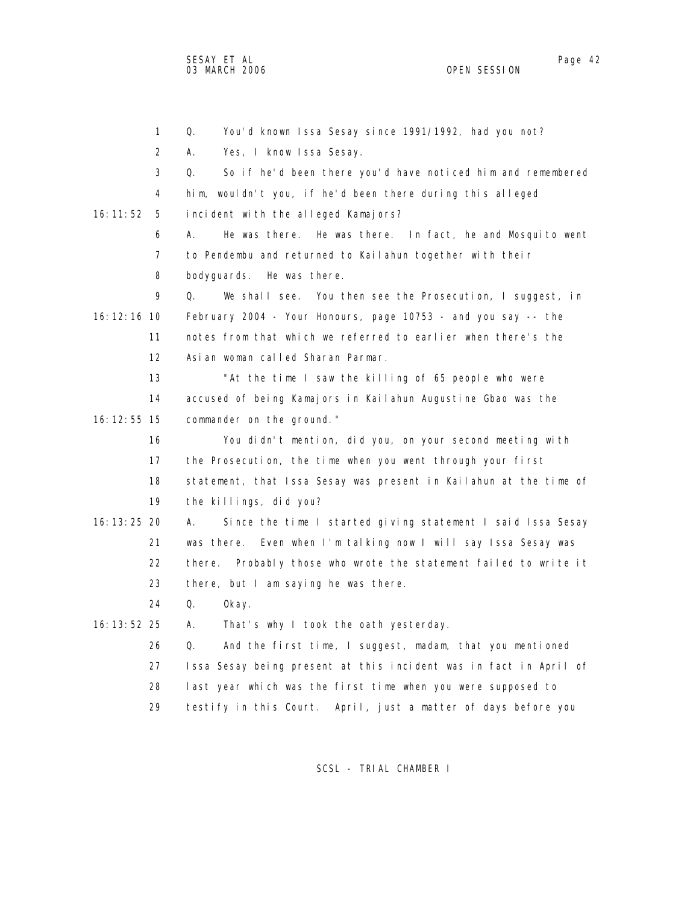Q. You'd known Issa Sesay since 1991/1992, had you not?

A. Yes, I know Issa Sesay.

Q. So if he'd been there you'd have noticed him and remembered him, wouldn't you, if he'd been there during this alleged incident with the alleged Kamajors?

A. He was there. He was there. In fact, he and Mosquito went to Pendembu and returned to Kailahun together with their bodyguards. He was there.

Q. We shall see. You then see the Prosecution, I suggest, in February 2004 - Your Honours, page 10753 - and you say -- the notes from that which we referred to earlier when there's the Asian woman called Sharan Parmar.

"At the time I saw the killing of 65 people who were accused of being Kamajors in Kailahun Augustine Gbao was the commander on the ground."

You didn't mention, did you, on your second meeting with the Prosecution, the time when you went through your first statement, that Issa Sesay was present in Kailahun at the time of the killings, did you?

A. Since the time I started giving statement I said Issa Sesay was there. Even when I'm talking now I will say Issa Sesay was there. Probably those who wrote the statement failed to write it there, but I am saying he was there.

Q. Okay.

A. That's why I took the oath yesterday.

Q. And the first time, I suggest, madam, that you mentioned Issa Sesay being present at this incident was in fact in April of last year which was the first time when you were supposed to testify in this Court. April, just a matter of days before you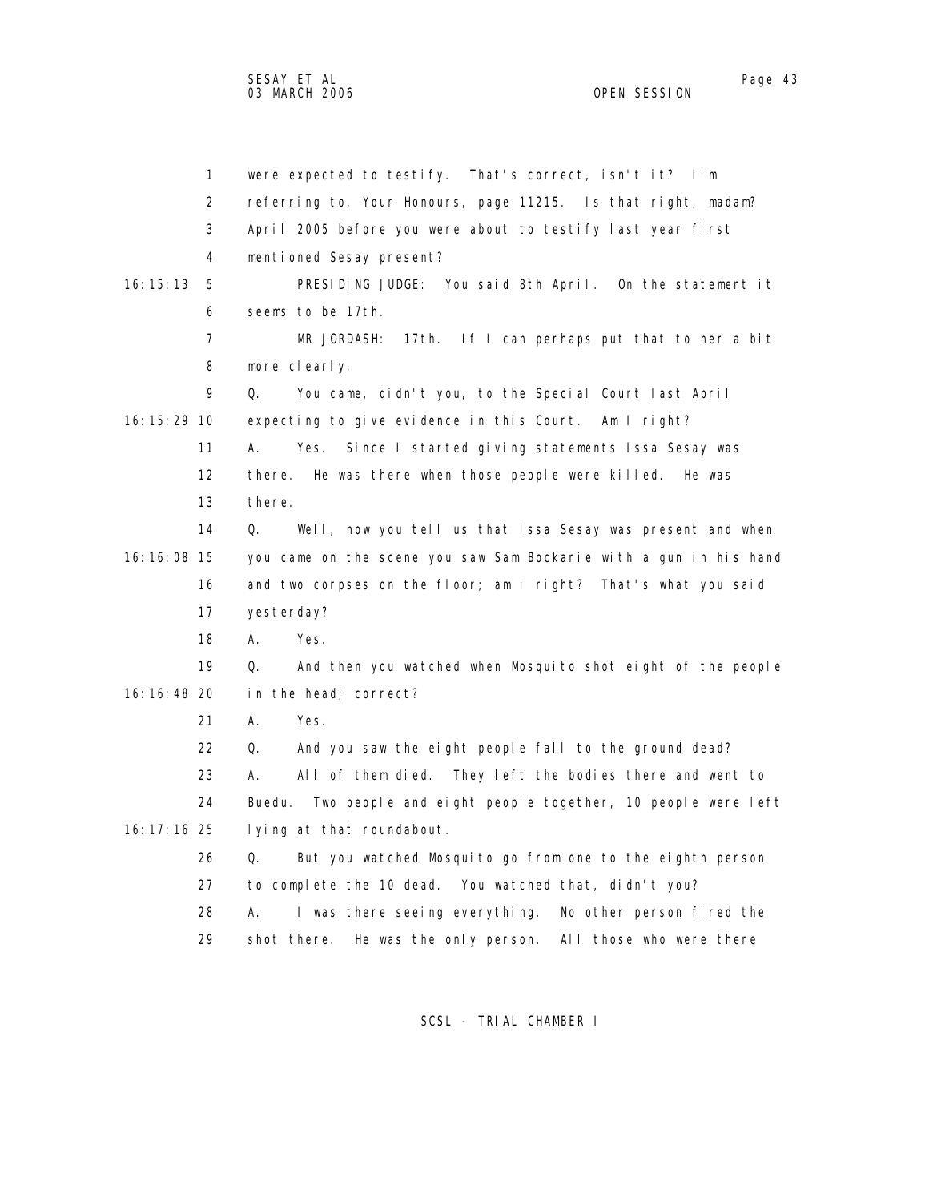were expected to testify. That's correct, isn't it? I'm referring to, Your Honours, page 11215. Is that right, madam? April 2005 before you were about to testify last year first mentioned Sesay present?

PRESIDING JUDGE: You said 8th April. On the statement it seems to be 17th.

MR JORDASH: 17th. If I can perhaps put that to her a bit more clearly.

Q. You came, didn't you, to the Special Court last April expecting to give evidence in this Court. Am I right?

A. Yes. Since I started giving statements Issa Sesay was there. He was there when those people were killed. He was there.

Q. Well, now you tell us that Issa Sesay was present and when you came on the scene you saw Sam Bockarie with a gun in his hand and two corpses on the floor; am I right? That's what you said yesterday?

A. Yes.

Q. And then you watched when Mosquito shot eight of the people in the head; correct?

A. Yes.

Q. And you saw the eight people fall to the ground dead?

A. All of them died. They left the bodies there and went to Buedu. Two people and eight people together, 10 people were left lying at that roundabout.

Q. But you watched Mosquito go from one to the eighth person to complete the 10 dead. You watched that, didn't you?

A. I was there seeing everything. No other person fired the shot there. He was the only person. All those who were there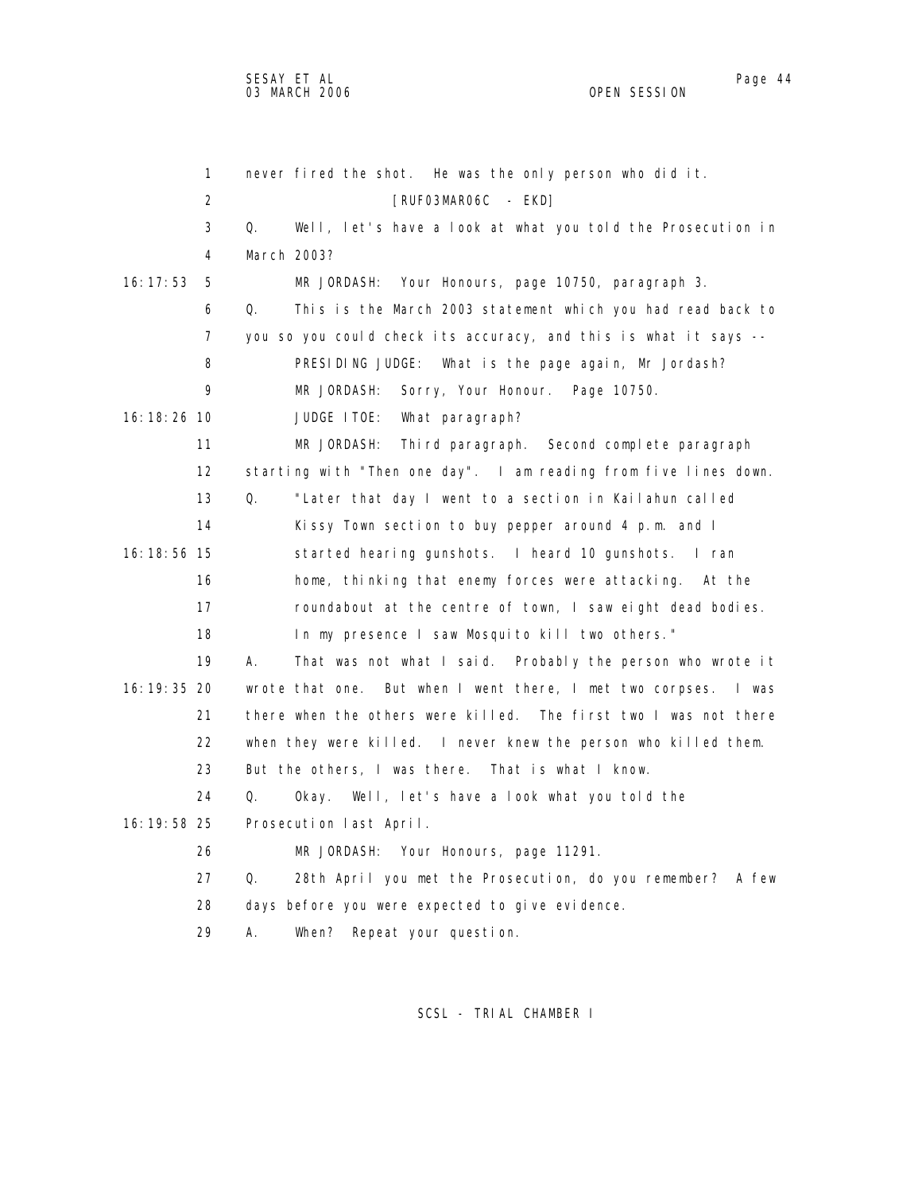never fired the shot. He was the only person who did it.

[RUF03MAR06C - EKD]

Q. Well, let's have a look at what you told the Prosecution in March 2003?

16:17:53 MR JORDASH: Your Honours, page 10750, paragraph 3.

Q. This is the March 2003 statement which you had read back to you so you could check its accuracy, and this is what it says --

PRESIDING JUDGE: What is the page again, Mr Jordash?

MR JORDASH: Sorry, Your Honour. Page 10750.

16:18:26 JUDGE ITOE: What paragraph?

MR JORDASH: Third paragraph. Second complete paragraph starting with "Then one day". I am reading from five lines down.

Q. "Later that day I went to a section in Kailahun called Kissy Town section to buy pepper around 4 p.m. and I

16:18:56 started hearing gunshots. I heard 10 gunshots. I ran home, thinking that enemy forces were attacking. At the roundabout at the centre of town, I saw eight dead bodies. In my presence I saw Mosquito kill two others."

A. That was not what I said. Probably the person who wrote it

16:19:35 wrote that one. But when I went there, I met two corpses. I was there when the others were killed. The first two I was not there when they were killed. I never knew the person who killed them. But the others, I was there. That is what I know.

Q. Okay. Well, let's have a look what you told the

16:19:58 Prosecution last April.

MR JORDASH: Your Honours, page 11291.

Q. 28th April you met the Prosecution, do you remember? A few days before you were expected to give evidence.

A. When? Repeat your question.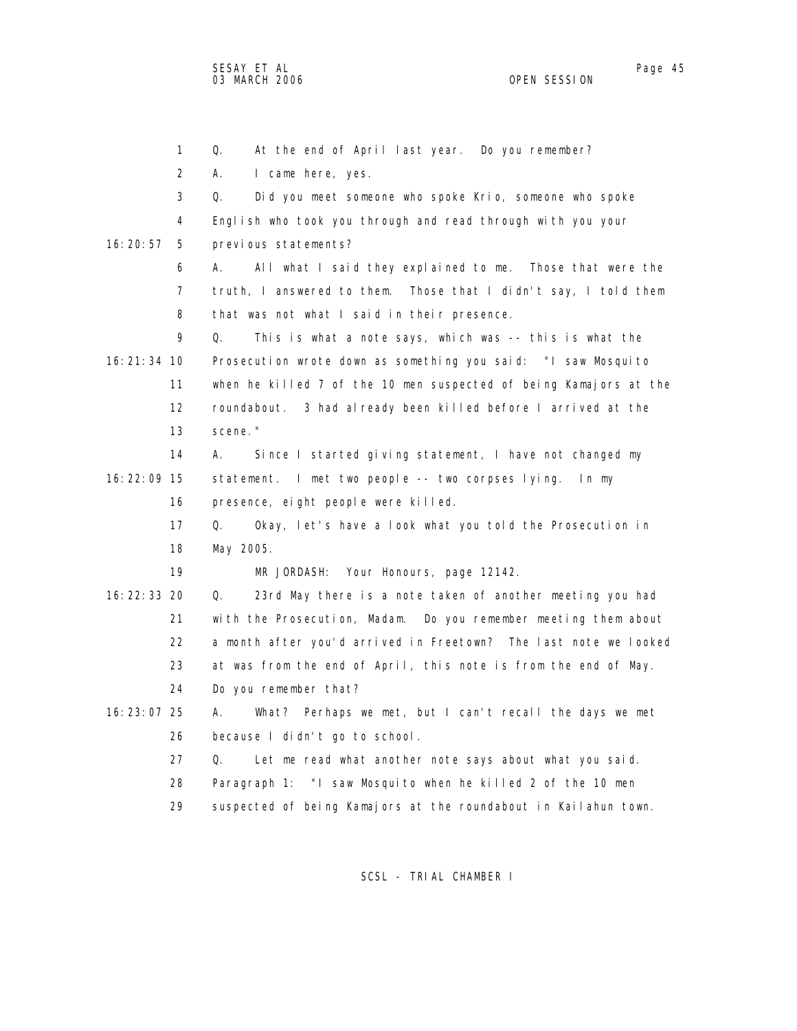Q. At the end of April last year. Do you remember?

A. I came here, yes.

Q. Did you meet someone who spoke Krio, someone who spoke English who took you through and read through with you your previous statements?

A. All what I said they explained to me. Those that were the truth, I answered to them. Those that I didn't say, I told them that was not what I said in their presence.

Q. This is what a note says, which was -- this is what the Prosecution wrote down as something you said: "I saw Mosquito when he killed 7 of the 10 men suspected of being Kamajors at the roundabout. 3 had already been killed before I arrived at the scene."

A. Since I started giving statement, I have not changed my statement. I met two people -- two corpses lying. In my presence, eight people were killed.

Q. Okay, let's have a look what you told the Prosecution in May 2005.

MR JORDASH: Your Honours, page 12142.

Q. 23rd May there is a note taken of another meeting you had with the Prosecution, Madam. Do you remember meeting them about a month after you'd arrived in Freetown? The last note we looked at was from the end of April, this note is from the end of May. Do you remember that?

A. What? Perhaps we met, but I can't recall the days we met because I didn't go to school.

Q. Let me read what another note says about what you said. Paragraph 1: "I saw Mosquito when he killed 2 of the 10 men suspected of being Kamajors at the roundabout in Kailahun town.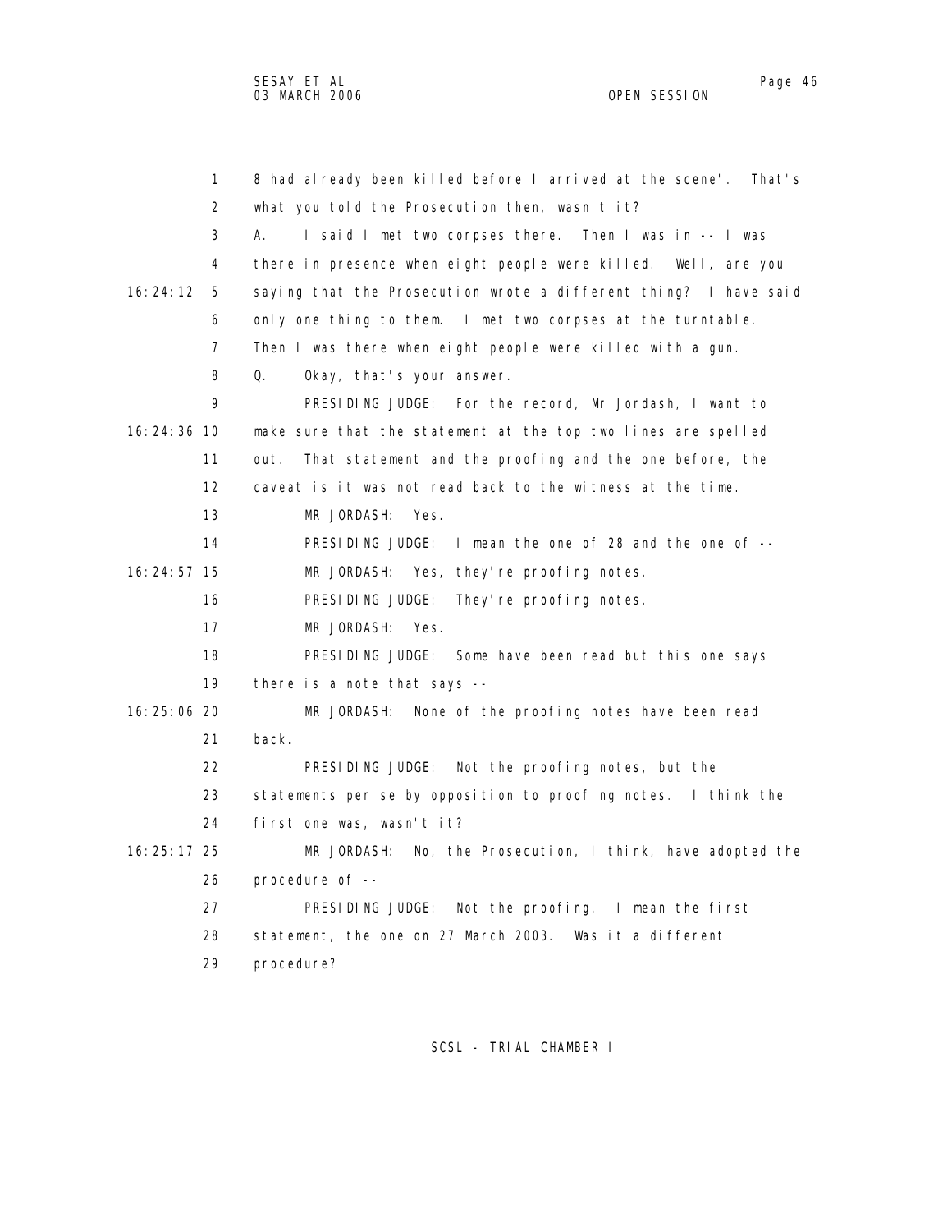8 had already been killed before I arrived at the scene". That's what you told the Prosecution then, wasn't it?

A. I said I met two corpses there. Then I was in -- I was there in presence when eight people were killed. Well, are you saying that the Prosecution wrote a different thing? I have said only one thing to them. I met two corpses at the turntable. Then I was there when eight people were killed with a gun.

Q. Okay, that's your answer.

PRESIDING JUDGE: For the record, Mr Jordash, I want to make sure that the statement at the top two lines are spelled out. That statement and the proofing and the one before, the caveat is it was not read back to the witness at the time.

MR JORDASH: Yes.

PRESIDING JUDGE: I mean the one of 28 and the one of --

MR JORDASH: Yes, they're proofing notes.

PRESIDING JUDGE: They're proofing notes.

MR JORDASH: Yes.

PRESIDING JUDGE: Some have been read but this one says there is a note that says --

MR JORDASH: None of the proofing notes have been read back.

PRESIDING JUDGE: Not the proofing notes, but the statements per se by opposition to proofing notes. I think the first one was, wasn't it?

MR JORDASH: No, the Prosecution, I think, have adopted the procedure of --

PRESIDING JUDGE: Not the proofing. I mean the first statement, the one on 27 March 2003. Was it a different procedure?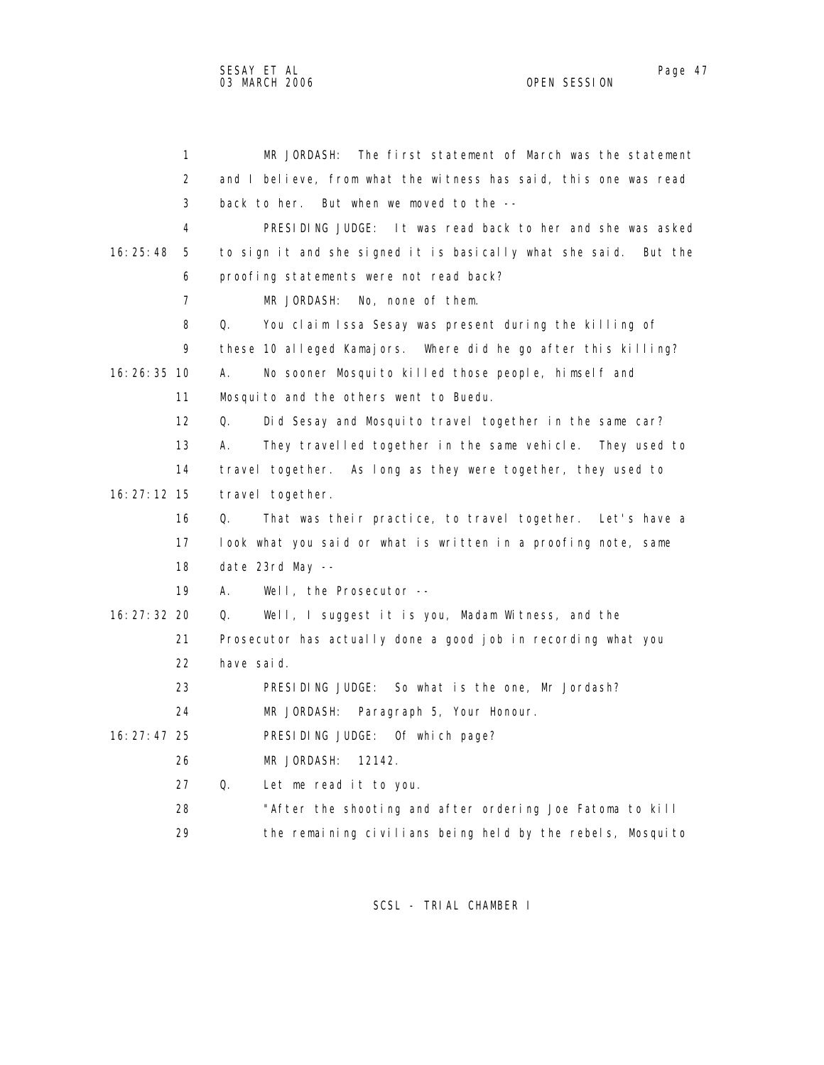MR JORDASH: The first statement of March was the statement and I believe, from what the witness has said, this one was read back to her. But when we moved to the --

PRESIDING JUDGE: It was read back to her and she was asked to sign it and she signed it is basically what she said. But the proofing statements were not read back?

MR JORDASH: No, none of them.

Q. You claim Issa Sesay was present during the killing of these 10 alleged Kamajors. Where did he go after this killing?

A. No sooner Mosquito killed those people, himself and Mosquito and the others went to Buedu.

Q. Did Sesay and Mosquito travel together in the same car?

A. They travelled together in the same vehicle. They used to travel together. As long as they were together, they used to travel together.

Q. That was their practice, to travel together. Let's have a look what you said or what is written in a proofing note, same date 23rd May --

A. Well, the Prosecutor --

Q. Well, I suggest it is you, Madam Witness, and the Prosecutor has actually done a good job in recording what you have said.

PRESIDING JUDGE: So what is the one, Mr Jordash?

MR JORDASH: Paragraph 5, Your Honour.

PRESIDING JUDGE: Of which page?

MR JORDASH: 12142.

Q. Let me read it to you.

"After the shooting and after ordering Joe Fatoma to kill the remaining civilians being held by the rebels, Mosquito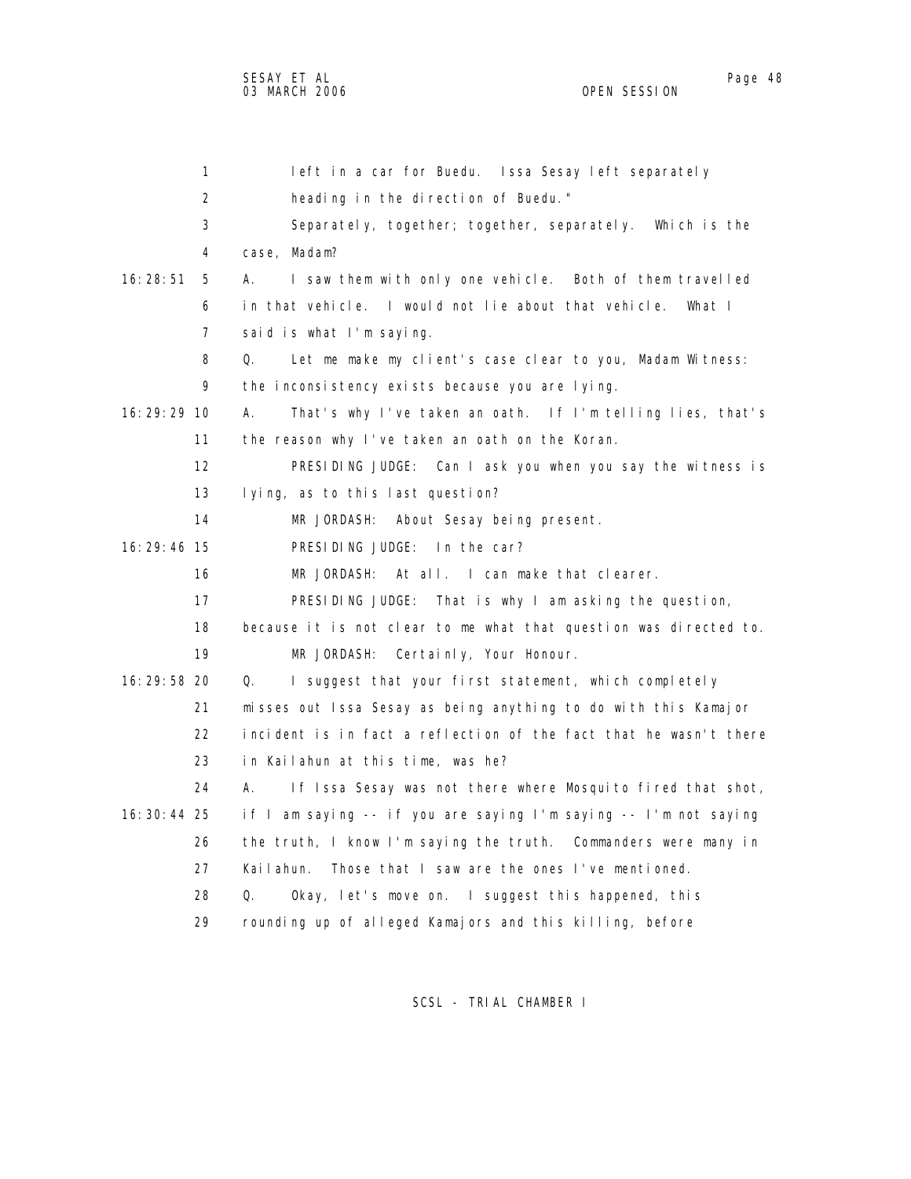left in a car for Buedu. Issa Sesay left separately heading in the direction of Buedu."

Separately, together; together, separately. Which is the case, Madam?

A. I saw them with only one vehicle. Both of them travelled in that vehicle. I would not lie about that vehicle. What I said is what I'm saying.

Q. Let me make my client's case clear to you, Madam Witness: the inconsistency exists because you are lying.

A. That's why I've taken an oath. If I'm telling lies, that's the reason why I've taken an oath on the Koran.

PRESIDING JUDGE: Can I ask you when you say the witness is lying, as to this last question?

MR JORDASH: About Sesay being present.

PRESIDING JUDGE: In the car?

MR JORDASH: At all. I can make that clearer.

PRESIDING JUDGE: That is why I am asking the question, because it is not clear to me what that question was directed to.

MR JORDASH: Certainly, Your Honour.

Q. I suggest that your first statement, which completely misses out Issa Sesay as being anything to do with this Kamajor incident is in fact a reflection of the fact that he wasn't there in Kailahun at this time, was he?

A. If Issa Sesay was not there where Mosquito fired that shot, if I am saying -- if you are saying I'm saying -- I'm not saying the truth, I know I'm saying the truth. Commanders were many in Kailahun. Those that I saw are the ones I've mentioned.

Q. Okay, let's move on. I suggest this happened, this rounding up of alleged Kamajors and this killing, before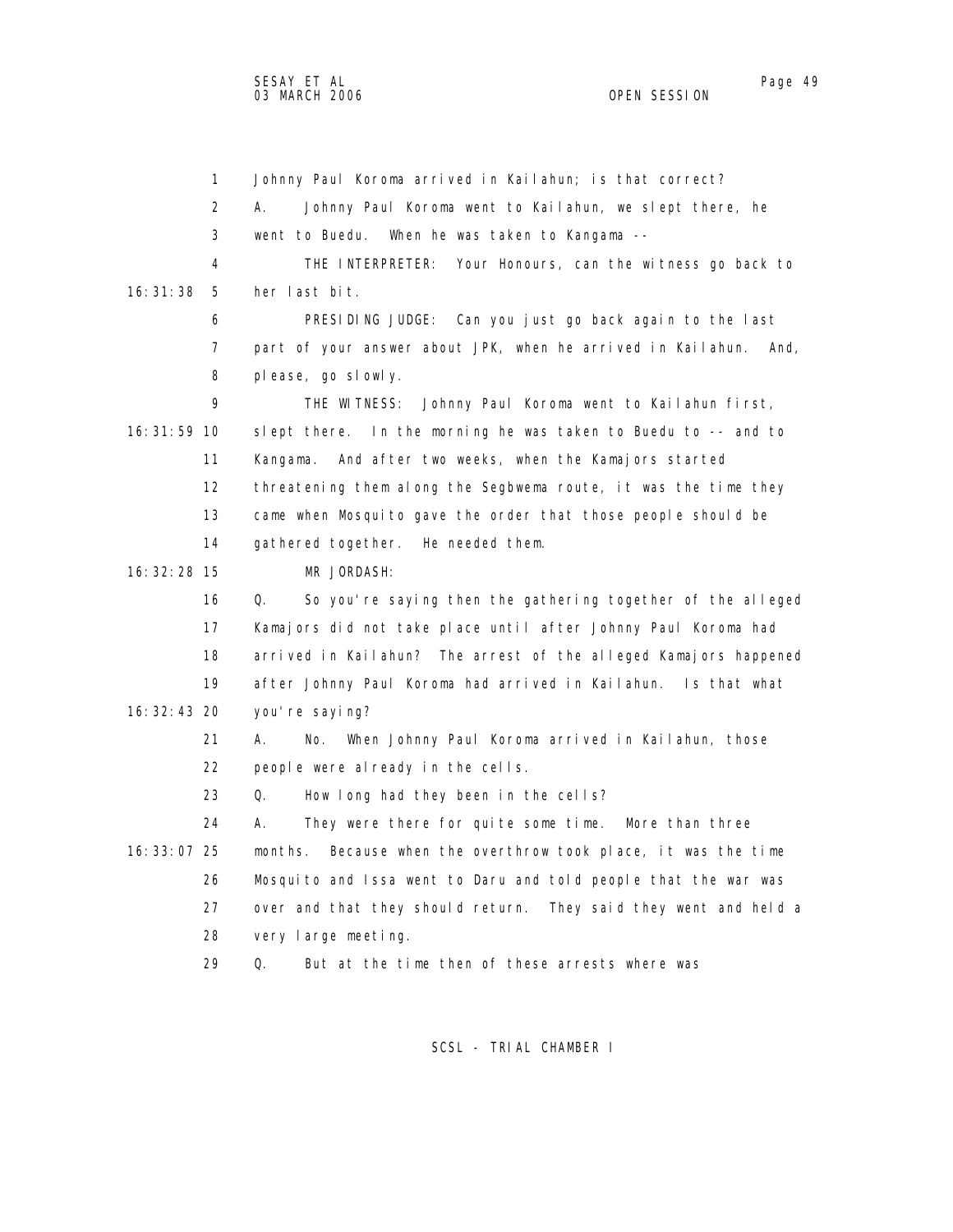Johnny Paul Koroma arrived in Kailahun; is that correct?

A. Johnny Paul Koroma went to Kailahun, we slept there, he went to Buedu. When he was taken to Kangama --

THE INTERPRETER: Your Honours, can the witness go back to her last bit.

PRESIDING JUDGE: Can you just go back again to the last part of your answer about JPK, when he arrived in Kailahun. And, please, go slowly.

THE WITNESS: Johnny Paul Koroma went to Kailahun first, slept there. In the morning he was taken to Buedu to -- and to Kangama. And after two weeks, when the Kamajors started threatening them along the Segbwema route, it was the time they came when Mosquito gave the order that those people should be gathered together. He needed them.

MR JORDASH:

Q. So you're saying then the gathering together of the alleged Kamajors did not take place until after Johnny Paul Koroma had arrived in Kailahun? The arrest of the alleged Kamajors happened after Johnny Paul Koroma had arrived in Kailahun. Is that what you're saying?

A. No. When Johnny Paul Koroma arrived in Kailahun, those people were already in the cells.

Q. How long had they been in the cells?

A. They were there for quite some time. More than three months. Because when the overthrow took place, it was the time Mosquito and Issa went to Daru and told people that the war was over and that they should return. They said they went and held a very large meeting.

Q. But at the time then of these arrests where was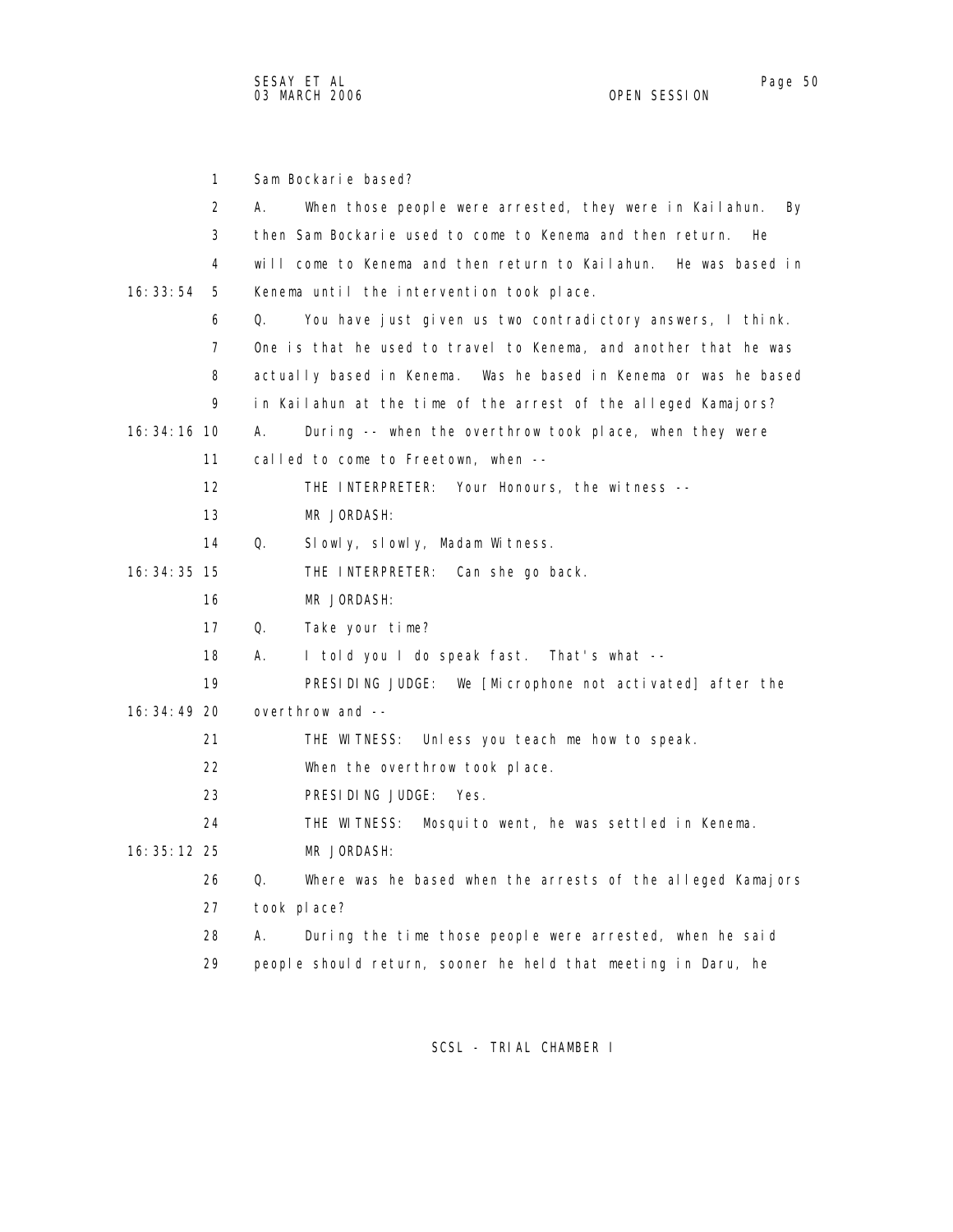Sam Bockarie based?

A. When those people were arrested, they were in Kailahun. By then Sam Bockarie used to come to Kenema and then return. He will come to Kenema and then return to Kailahun. He was based in Kenema until the intervention took place.

Q. You have just given us two contradictory answers, I think. One is that he used to travel to Kenema, and another that he was actually based in Kenema. Was he based in Kenema or was he based in Kailahun at the time of the arrest of the alleged Kamajors?

A. During -- when the overthrow took place, when they were called to come to Freetown, when --

THE INTERPRETER: Your Honours, the witness --

MR JORDASH:

Q. Slowly, slowly, Madam Witness.

THE INTERPRETER: Can she go back.

MR JORDASH:

Q. Take your time?

A. I told you I do speak fast. That's what --

PRESIDING JUDGE: We [Microphone not activated] after the overthrow and --

THE WITNESS: Unless you teach me how to speak.

When the overthrow took place.

PRESIDING JUDGE: Yes.

THE WITNESS: Mosquito went, he was settled in Kenema.

MR JORDASH:

Q. Where was he based when the arrests of the alleged Kamajors took place?

A. During the time those people were arrested, when he said people should return, sooner he held that meeting in Daru, he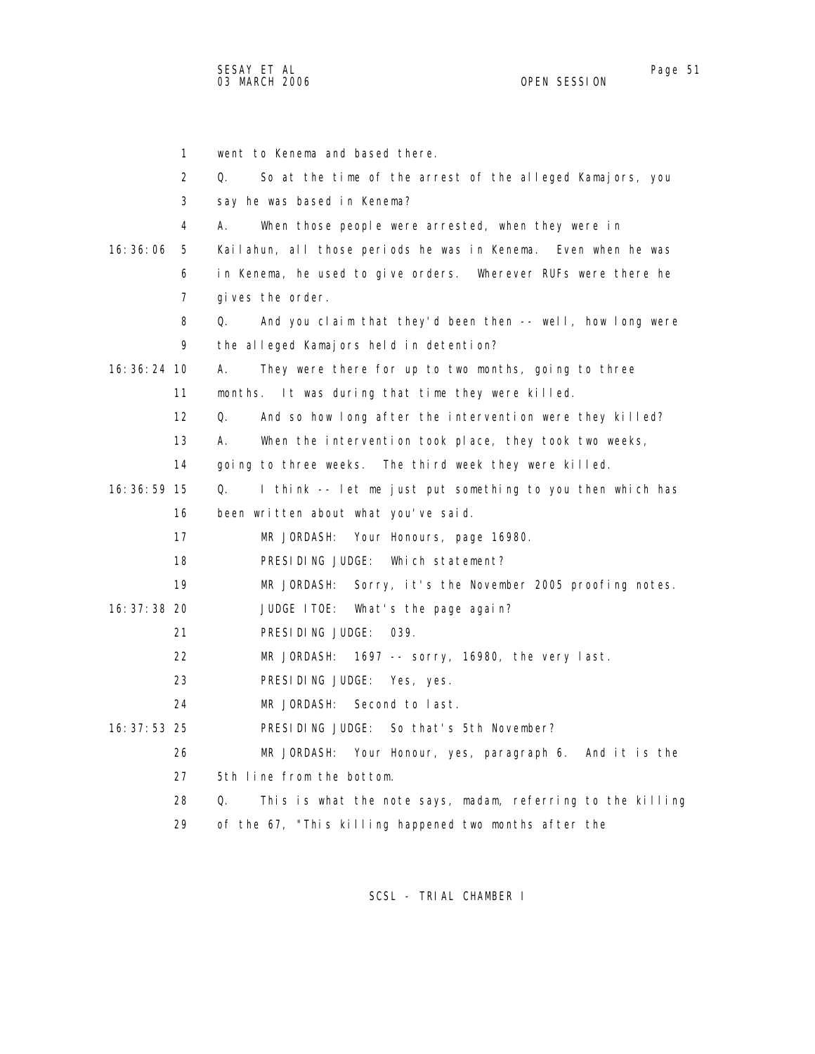1 went to Kenema and based there.

2 Q. So at the time of the arrest of the alleged Kamajors, you

3 say he was based in Kenema?

4 A. When those people were arrested, when they were in

16:36:06 5 Kailahun, all those periods he was in Kenema. Even when he was

6 in Kenema, he used to give orders. Wherever RUFs were there he

7 gives the order.

8 Q. And you claim that they'd been then -- well, how long were

9 the alleged Kamajors held in detention?

16:36:24 10 A. They were there for up to two months, going to three

11 months. It was during that time they were killed.

12 Q. And so how long after the intervention were they killed?

13 A. When the intervention took place, they took two weeks,

14 going to three weeks. The third week they were killed.

16:36:59 15 Q. I think -- let me just put something to you then which has

16 been written about what you've said.

17 MR JORDASH: Your Honours, page 16980.

18 PRESIDING JUDGE: Which statement?

19 MR JORDASH: Sorry, it's the November 2005 proofing notes.

16:37:38 20 JUDGE ITOE: What's the page again?

21 PRESIDING JUDGE: 039.

22 MR JORDASH: 1697 -- sorry, 16980, the very last.

23 PRESIDING JUDGE: Yes, yes.

24 MR JORDASH: Second to last.

16:37:53 25 PRESIDING JUDGE: So that's 5th November?

26 MR JORDASH: Your Honour, yes, paragraph 6. And it is the

27 5th line from the bottom.

28 Q. This is what the note says, madam, referring to the killing

29 of the 67, "This killing happened two months after the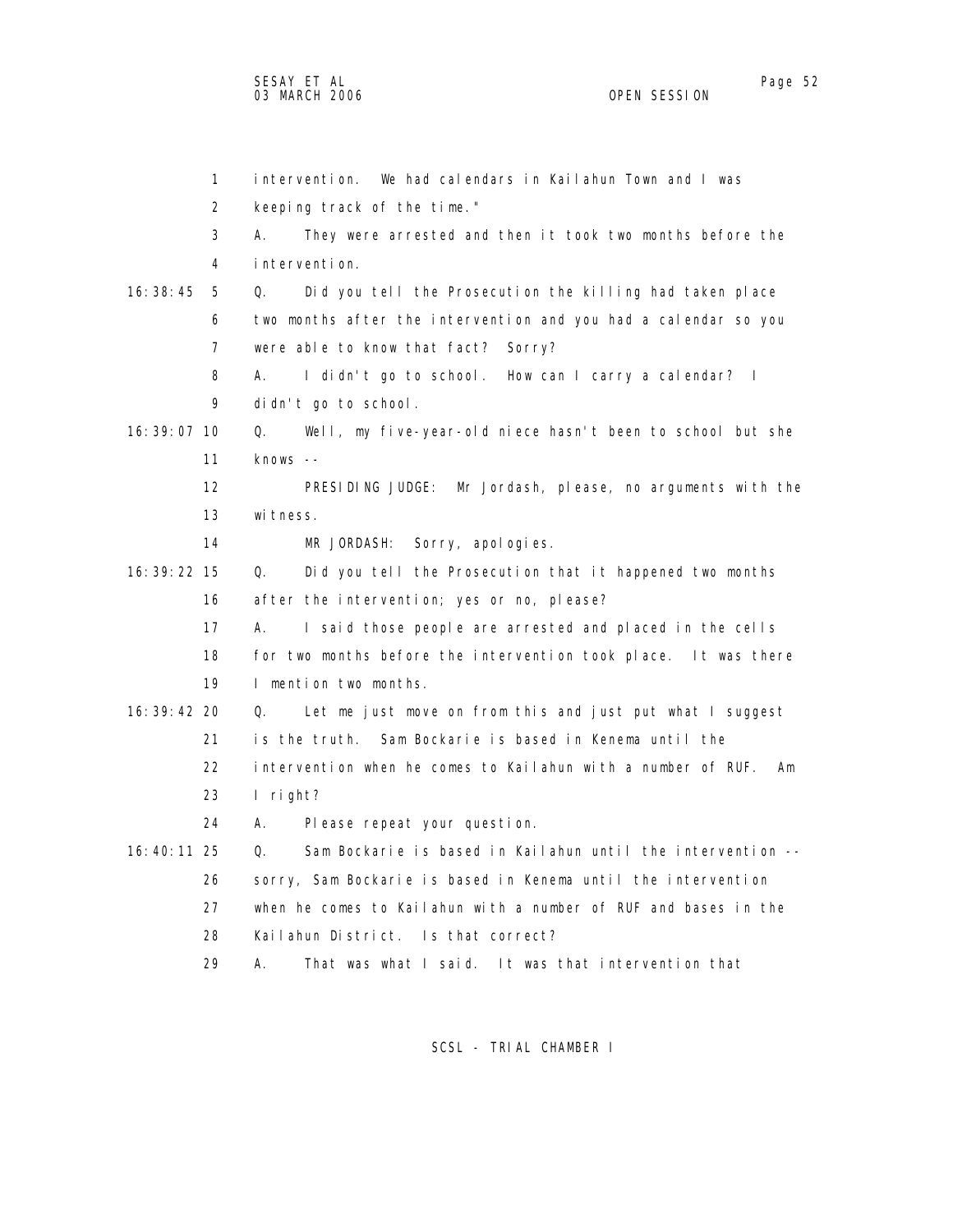intervention. We had calendars in Kailahun Town and I was keeping track of the time."

A. They were arrested and then it took two months before the intervention.

Q. Did you tell the Prosecution the killing had taken place two months after the intervention and you had a calendar so you were able to know that fact? Sorry?

A. I didn't go to school. How can I carry a calendar? I didn't go to school.

Q. Well, my five-year-old niece hasn't been to school but she knows --

PRESIDING JUDGE: Mr Jordash, please, no arguments with the witness.

MR JORDASH: Sorry, apologies.

Q. Did you tell the Prosecution that it happened two months after the intervention; yes or no, please?

A. I said those people are arrested and placed in the cells for two months before the intervention took place. It was there I mention two months.

Q. Let me just move on from this and just put what I suggest is the truth. Sam Bockarie is based in Kenema until the intervention when he comes to Kailahun with a number of RUF. Am I right?

A. Please repeat your question.

Q. Sam Bockarie is based in Kailahun until the intervention -- sorry, Sam Bockarie is based in Kenema until the intervention when he comes to Kailahun with a number of RUF and bases in the Kailahun District. Is that correct?

A. That was what I said. It was that intervention that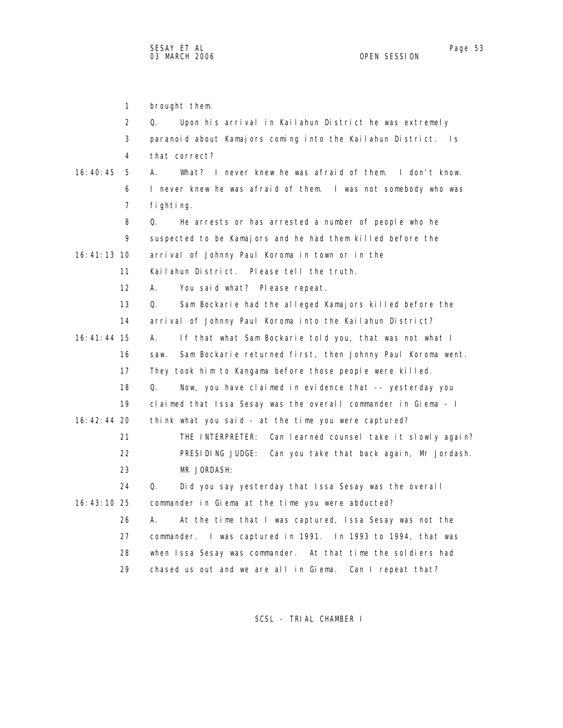brought them.

Q. Upon his arrival in Kailahun District he was extremely paranoid about Kamajors coming into the Kailahun District. Is that correct?

A. What? I never knew he was afraid of them. I don't know. I never knew he was afraid of them. I was not somebody who was fighting.

Q. He arrests or has arrested a number of people who he suspected to be Kamajors and he had them killed before the arrival of Johnny Paul Koroma in town or in the Kailahun District. Please tell the truth.

A. You said what? Please repeat.

Q. Sam Bockarie had the alleged Kamajors killed before the arrival of Johnny Paul Koroma into the Kailahun District?

A. If that what Sam Bockarie told you, that was not what I saw. Sam Bockarie returned first, then Johnny Paul Koroma went. They took him to Kangama before those people were killed.

Q. Now, you have claimed in evidence that -- yesterday you claimed that Issa Sesay was the overall commander in Giema - I think what you said - at the time you were captured?

THE INTERPRETER: Can learned counsel take it slowly again?

PRESIDING JUDGE: Can you take that back again, Mr Jordash.

MR JORDASH:

Q. Did you say yesterday that Issa Sesay was the overall commander in Giema at the time you were abducted?

A. At the time that I was captured, Issa Sesay was not the commander. I was captured in 1991. In 1993 to 1994, that was when Issa Sesay was commander. At that time the soldiers had chased us out and we are all in Giema. Can I repeat that?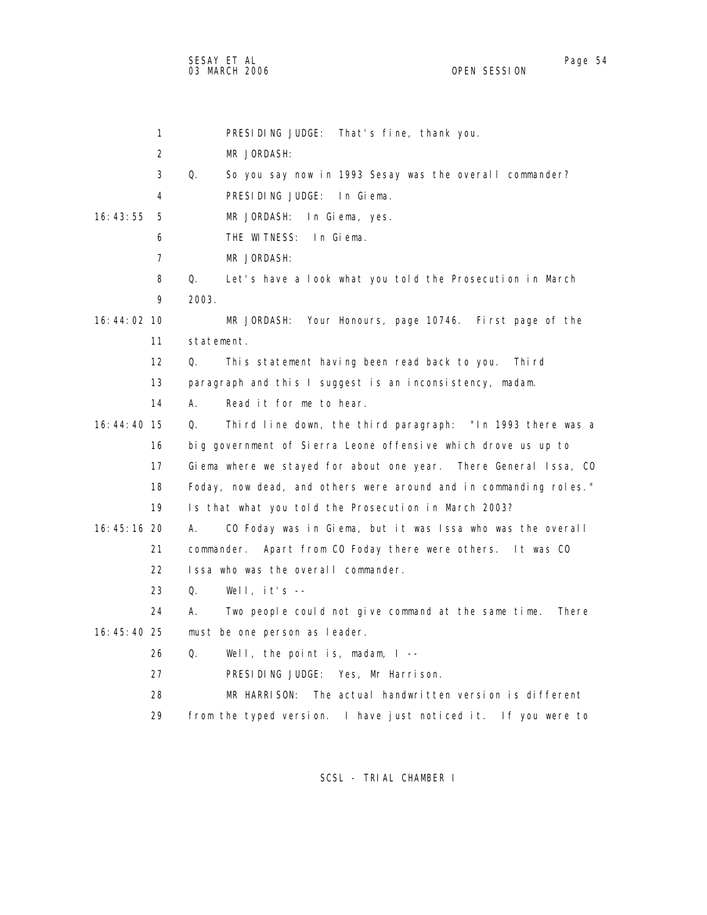PRESIDING JUDGE: That's fine, thank you.

MR JORDASH:

Q. So you say now in 1993 Sesay was the overall commander?

PRESIDING JUDGE: In Giema.

MR JORDASH: In Giema, yes.

THE WITNESS: In Giema.

MR JORDASH:

Q. Let's have a look what you told the Prosecution in March 2003.

MR JORDASH: Your Honours, page 10746. First page of the statement.

Q. This statement having been read back to you. Third paragraph and this I suggest is an inconsistency, madam.

A. Read it for me to hear.

Q. Third line down, the third paragraph: "In 1993 there was a big government of Sierra Leone offensive which drove us up to Giema where we stayed for about one year. There General Issa, CO Foday, now dead, and others were around and in commanding roles." Is that what you told the Prosecution in March 2003?

A. CO Foday was in Giema, but it was Issa who was the overall commander. Apart from CO Foday there were others. It was CO Issa who was the overall commander.

Q. Well, it's --

A. Two people could not give command at the same time. There must be one person as leader.

Q. Well, the point is, madam, I --

PRESIDING JUDGE: Yes, Mr Harrison.

MR HARRISON: The actual handwritten version is different from the typed version. I have just noticed it. If you were to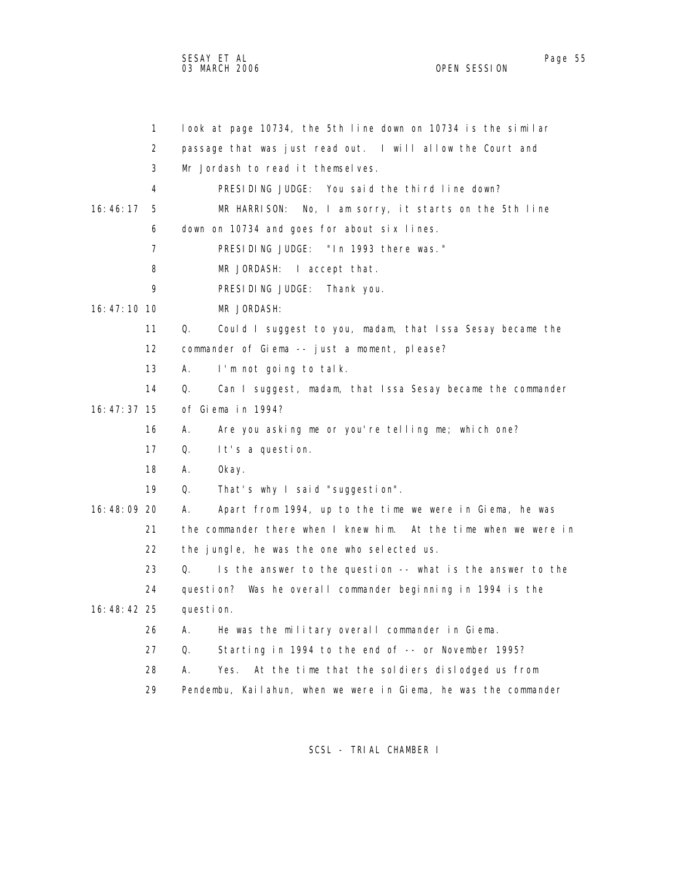look at page 10734, the 5th line down on 10734 is the similar passage that was just read out. I will allow the Court and Mr Jordash to read it themselves.

PRESIDING JUDGE: You said the third line down?

16:46:17 MR HARRISON: No, I am sorry, it starts on the 5th line down on 10734 and goes for about six lines.

PRESIDING JUDGE: "In 1993 there was."

MR JORDASH: I accept that.

PRESIDING JUDGE: Thank you.

16:47:10 MR JORDASH:

Q. Could I suggest to you, madam, that Issa Sesay became the commander of Giema -- just a moment, please?

A. I'm not going to talk.

Q. Can I suggest, madam, that Issa Sesay became the commander

16:47:37 of Giema in 1994?

A. Are you asking me or you're telling me; which one?

Q. It's a question.

A. Okay.

Q. That's why I said "suggestion".

16:48:09 A. Apart from 1994, up to the time we were in Giema, he was the commander there when I knew him. At the time when we were in the jungle, he was the one who selected us.

Q. Is the answer to the question -- what is the answer to the question? Was he overall commander beginning in 1994 is the

16:48:42 question.

A. He was the military overall commander in Giema.

Q. Starting in 1994 to the end of -- or November 1995?

A. Yes. At the time that the soldiers dislodged us from Pendembu, Kailahun, when we were in Giema, he was the commander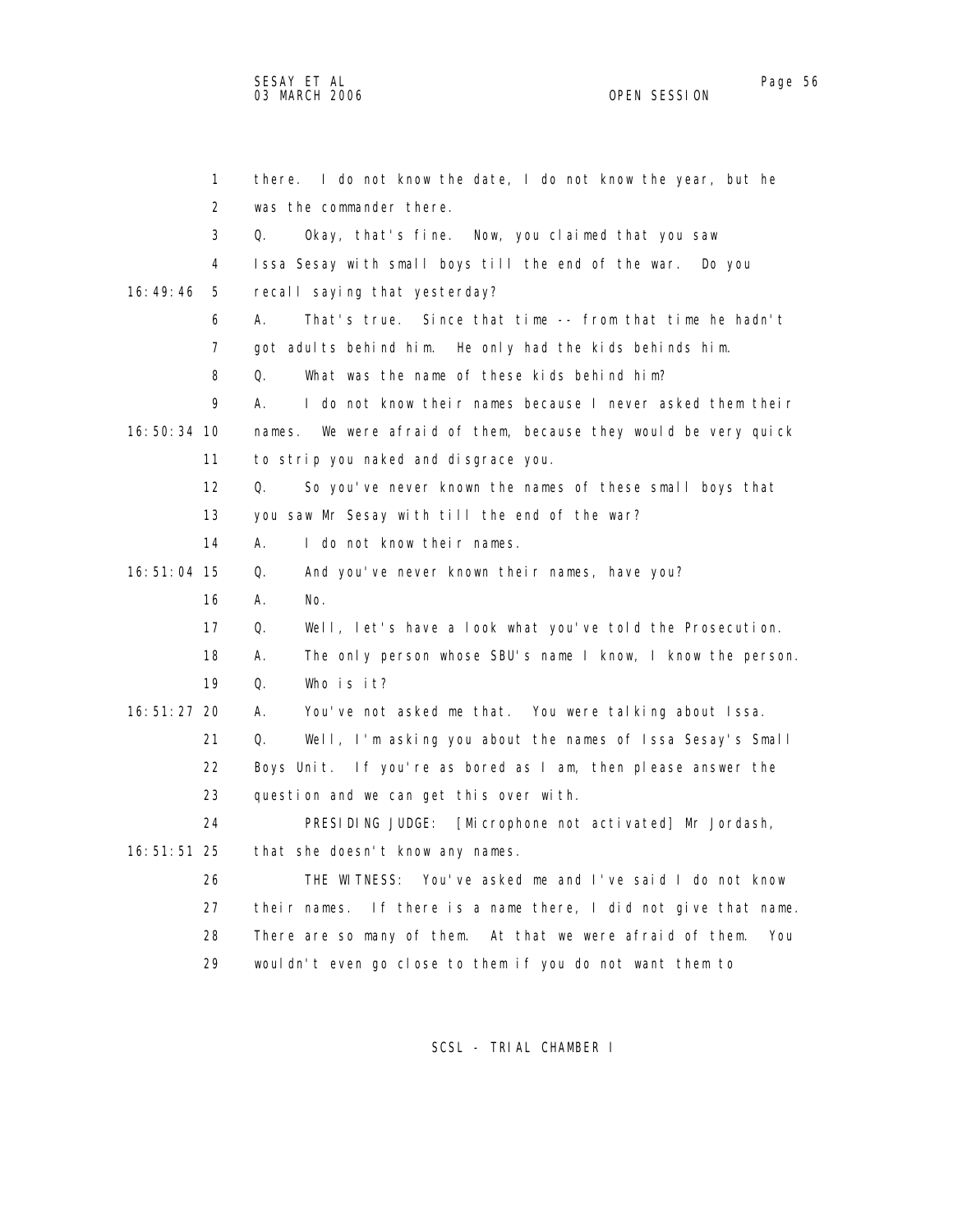there. I do not know the date, I do not know the year, but he was the commander there.

Q. Okay, that's fine. Now, you claimed that you saw Issa Sesay with small boys till the end of the war. Do you recall saying that yesterday?

A. That's true. Since that time -- from that time he hadn't got adults behind him. He only had the kids behinds him.

Q. What was the name of these kids behind him?

A. I do not know their names because I never asked them their names. We were afraid of them, because they would be very quick to strip you naked and disgrace you.

Q. So you've never known the names of these small boys that you saw Mr Sesay with till the end of the war?

A. I do not know their names.

Q. And you've never known their names, have you?

A. No.

Q. Well, let's have a look what you've told the Prosecution.

A. The only person whose SBU's name I know, I know the person.

Q. Who is it?

A. You've not asked me that. You were talking about Issa.

Q. Well, I'm asking you about the names of Issa Sesay's Small Boys Unit. If you're as bored as I am, then please answer the question and we can get this over with.

PRESIDING JUDGE: [Microphone not activated] Mr Jordash, that she doesn't know any names.

THE WITNESS: You've asked me and I've said I do not know their names. If there is a name there, I did not give that name. There are so many of them. At that we were afraid of them. You wouldn't even go close to them if you do not want them to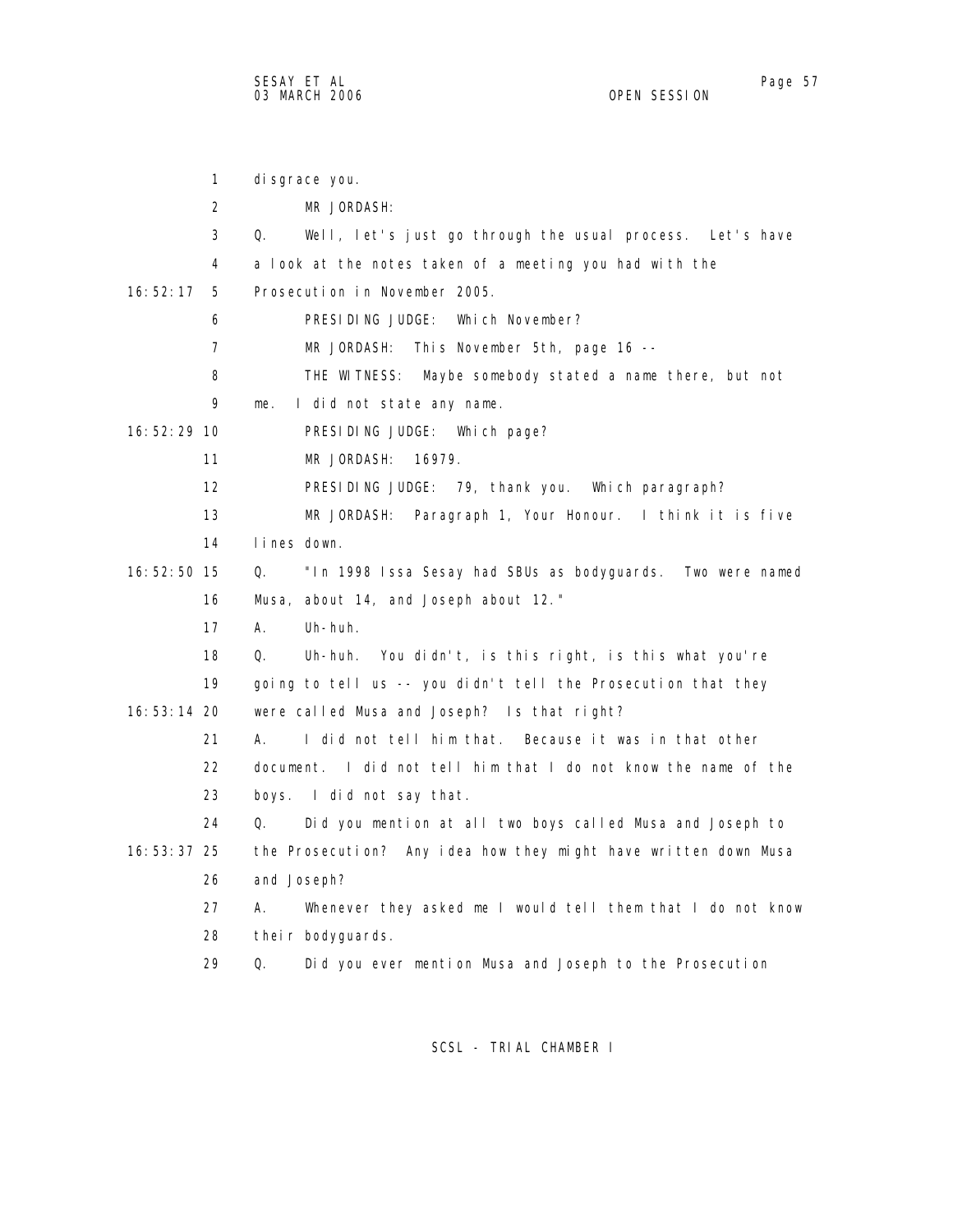1 disgrace you.

2 MR JORDASH:

3 Q. Well, let's just go through the usual process. Let's have

4 a look at the notes taken of a meeting you had with the

16:52:17 5 Prosecution in November 2005.

6 PRESIDING JUDGE: Which November?

7 MR JORDASH: This November 5th, page 16 --

8 THE WITNESS: Maybe somebody stated a name there, but not

9 me. I did not state any name.

16:52:29 10 PRESIDING JUDGE: Which page?

11 MR JORDASH: 16979.

12 PRESIDING JUDGE: 79, thank you. Which paragraph?

13 MR JORDASH: Paragraph 1, Your Honour. I think it is five

14 lines down.

16:52:50 15 Q. "In 1998 Issa Sesay had SBUs as bodyguards. Two were named

16 Musa, about 14, and Joseph about 12."

17 A. Uh-huh.

18 Q. Uh-huh. You didn't, is this right, is this what you're

19 going to tell us -- you didn't tell the Prosecution that they

16:53:14 20 were called Musa and Joseph? Is that right?

21 A. I did not tell him that. Because it was in that other

22 document. I did not tell him that I do not know the name of the

23 boys. I did not say that.

24 Q. Did you mention at all two boys called Musa and Joseph to

16:53:37 25 the Prosecution? Any idea how they might have written down Musa

26 and Joseph?

27 A. Whenever they asked me I would tell them that I do not know

28 their bodyguards.

29 Q. Did you ever mention Musa and Joseph to the Prosecution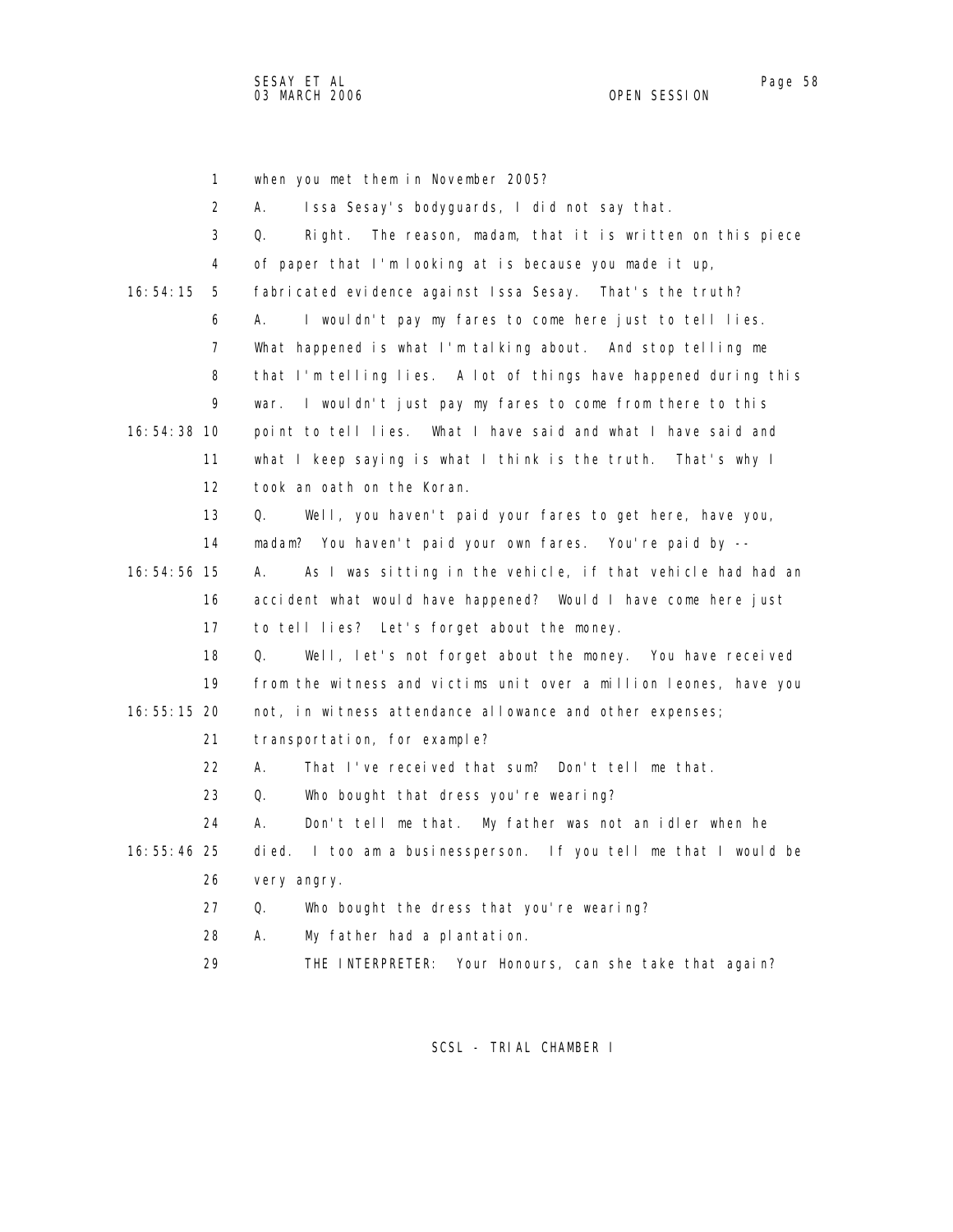when you met them in November 2005?

A. Issa Sesay's bodyguards, I did not say that.

Q. Right. The reason, madam, that it is written on this piece of paper that I'm looking at is because you made it up, fabricated evidence against Issa Sesay. That's the truth?

A. I wouldn't pay my fares to come here just to tell lies. What happened is what I'm talking about. And stop telling me that I'm telling lies. A lot of things have happened during this war. I wouldn't just pay my fares to come from there to this point to tell lies. What I have said and what I have said and what I keep saying is what I think is the truth. That's why I took an oath on the Koran.

Q. Well, you haven't paid your fares to get here, have you, madam? You haven't paid your own fares. You're paid by --

A. As I was sitting in the vehicle, if that vehicle had had an accident what would have happened? Would I have come here just to tell lies? Let's forget about the money.

Q. Well, let's not forget about the money. You have received from the witness and victims unit over a million leones, have you not, in witness attendance allowance and other expenses; transportation, for example?

A. That I've received that sum? Don't tell me that.

Q. Who bought that dress you're wearing?

A. Don't tell me that. My father was not an idler when he died. I too am a businessperson. If you tell me that I would be very angry.

Q. Who bought the dress that you're wearing?

A. My father had a plantation.

THE INTERPRETER: Your Honours, can she take that again?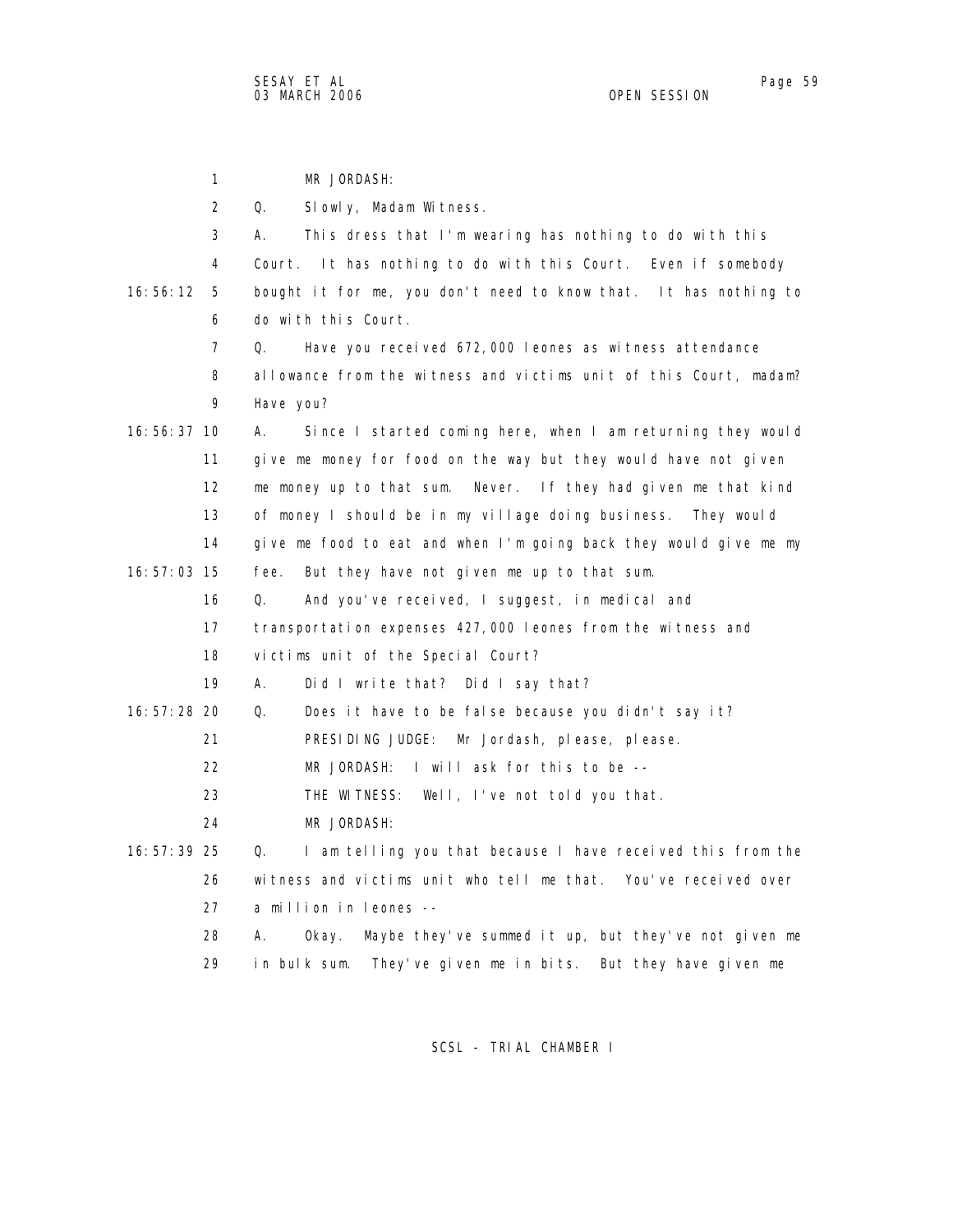MR JORDASH:

Q. Slowly, Madam Witness.

A. This dress that I'm wearing has nothing to do with this Court. It has nothing to do with this Court. Even if somebody bought it for me, you don't need to know that. It has nothing to do with this Court.

Q. Have you received 672,000 leones as witness attendance allowance from the witness and victims unit of this Court, madam? Have you?

A. Since I started coming here, when I am returning they would give me money for food on the way but they would have not given me money up to that sum. Never. If they had given me that kind of money I should be in my village doing business. They would give me food to eat and when I'm going back they would give me my fee. But they have not given me up to that sum.

Q. And you've received, I suggest, in medical and transportation expenses 427,000 leones from the witness and victims unit of the Special Court?

A. Did I write that? Did I say that?

Q. Does it have to be false because you didn't say it?

PRESIDING JUDGE: Mr Jordash, please, please.

MR JORDASH: I will ask for this to be --

THE WITNESS: Well, I've not told you that.

MR JORDASH:

Q. I am telling you that because I have received this from the witness and victims unit who tell me that. You've received over a million in leones --

A. Okay. Maybe they've summed it up, but they've not given me in bulk sum. They've given me in bits. But they have given me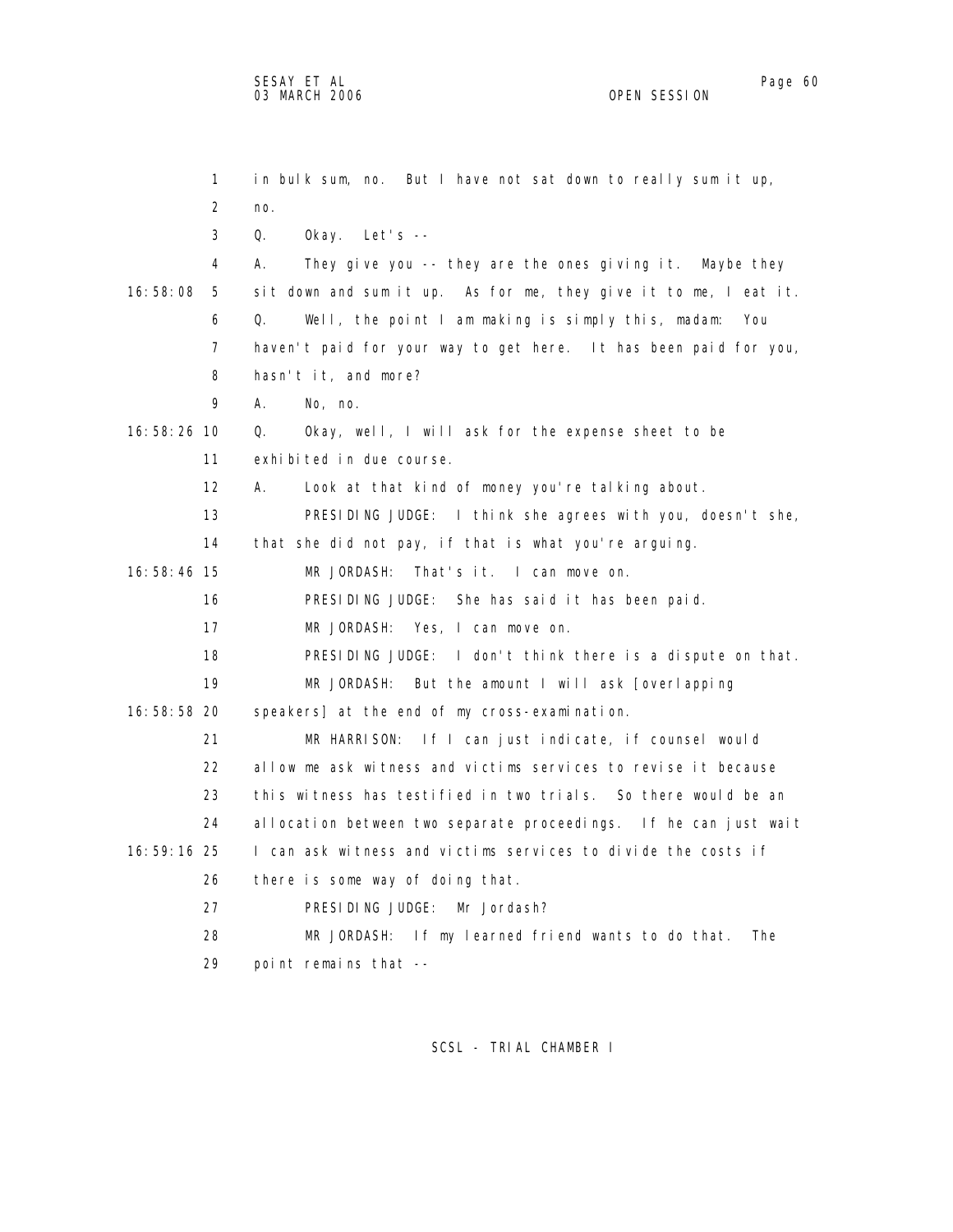in bulk sum, no. But I have not sat down to really sum it up, no.

Q. Okay. Let's --

A. They give you -- they are the ones giving it. Maybe they sit down and sum it up. As for me, they give it to me, I eat it.

Q. Well, the point I am making is simply this, madam: You haven't paid for your way to get here. It has been paid for you, hasn't it, and more?

A. No, no.

Q. Okay, well, I will ask for the expense sheet to be exhibited in due course.

A. Look at that kind of money you're talking about.

PRESIDING JUDGE: I think she agrees with you, doesn't she, that she did not pay, if that is what you're arguing.

MR JORDASH: That's it. I can move on.

PRESIDING JUDGE: She has said it has been paid.

MR JORDASH: Yes, I can move on.

PRESIDING JUDGE: I don't think there is a dispute on that.

MR JORDASH: But the amount I will ask [overlapping speakers] at the end of my cross-examination.

MR HARRISON: If I can just indicate, if counsel would allow me ask witness and victims services to revise it because this witness has testified in two trials. So there would be an allocation between two separate proceedings. If he can just wait I can ask witness and victims services to divide the costs if there is some way of doing that.

PRESIDING JUDGE: Mr Jordash?

MR JORDASH: If my learned friend wants to do that. The point remains that --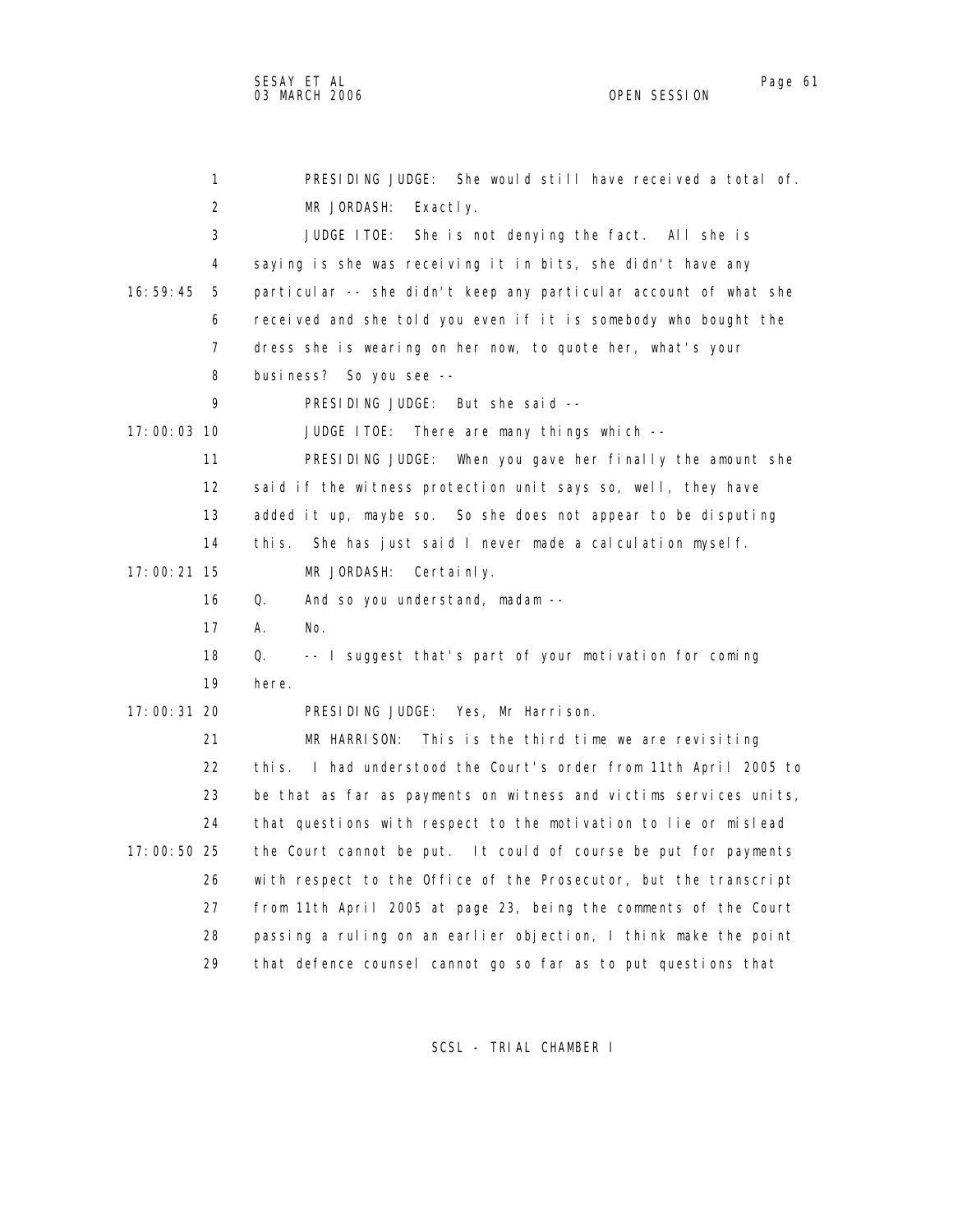PRESIDING JUDGE: She would still have received a total of.

MR JORDASH: Exactly.

JUDGE ITOE: She is not denying the fact. All she is saying is she was receiving it in bits, she didn't have any particular -- she didn't keep any particular account of what she received and she told you even if it is somebody who bought the dress she is wearing on her now, to quote her, what's your business? So you see --

PRESIDING JUDGE: But she said --

JUDGE ITOE: There are many things which --

PRESIDING JUDGE: When you gave her finally the amount she said if the witness protection unit says so, well, they have added it up, maybe so. So she does not appear to be disputing this. She has just said I never made a calculation myself.

MR JORDASH: Certainly.

Q. And so you understand, madam --

A. No.

Q. -- I suggest that's part of your motivation for coming here.

PRESIDING JUDGE: Yes, Mr Harrison.

MR HARRISON: This is the third time we are revisiting this. I had understood the Court's order from 11th April 2005 to be that as far as payments on witness and victims services units, that questions with respect to the motivation to lie or mislead the Court cannot be put. It could of course be put for payments with respect to the Office of the Prosecutor, but the transcript from 11th April 2005 at page 23, being the comments of the Court passing a ruling on an earlier objection, I think make the point that defence counsel cannot go so far as to put questions that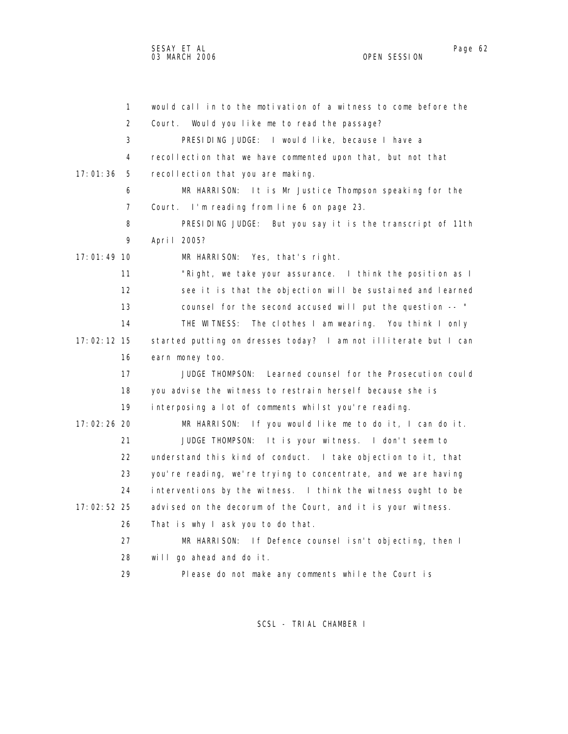would call in to the motivation of a witness to come before the Court. Would you like me to read the passage?

PRESIDING JUDGE: I would like, because I have a recollection that we have commented upon that, but not that recollection that you are making.

MR HARRISON: It is Mr Justice Thompson speaking for the Court. I'm reading from line 6 on page 23.

PRESIDING JUDGE: But you say it is the transcript of 11th April 2005?

MR HARRISON: Yes, that's right.

"Right, we take your assurance. I think the position as I see it is that the objection will be sustained and learned counsel for the second accused will put the question -- "

THE WITNESS: The clothes I am wearing. You think I only started putting on dresses today? I am not illiterate but I can earn money too.

JUDGE THOMPSON: Learned counsel for the Prosecution could you advise the witness to restrain herself because she is interposing a lot of comments whilst you're reading.

MR HARRISON: If you would like me to do it, I can do it.

JUDGE THOMPSON: It is your witness. I don't seem to understand this kind of conduct. I take objection to it, that you're reading, we're trying to concentrate, and we are having interventions by the witness. I think the witness ought to be advised on the decorum of the Court, and it is your witness. That is why I ask you to do that.

MR HARRISON: If Defence counsel isn't objecting, then I will go ahead and do it.

Please do not make any comments while the Court is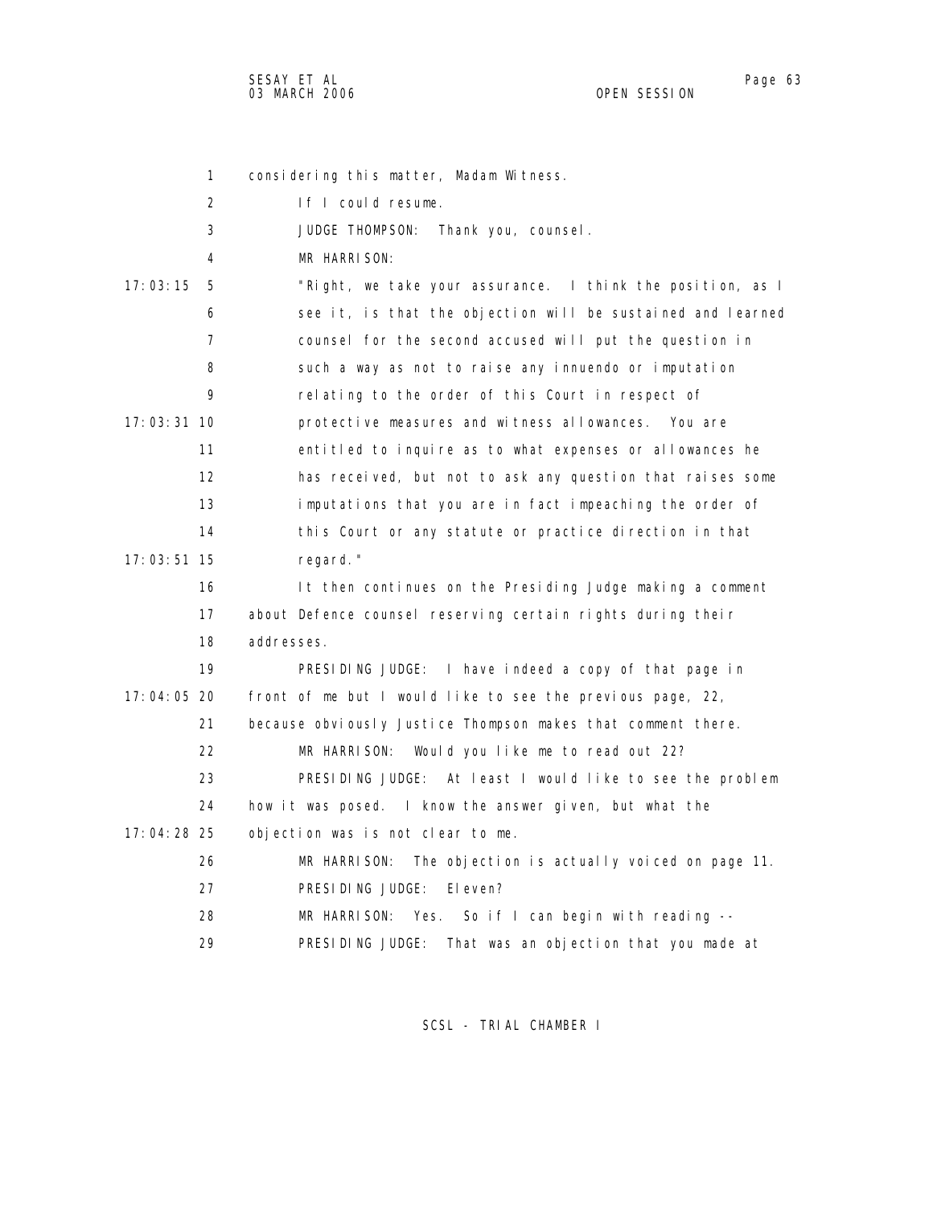1 considering this matter, Madam Witness.

2 If I could resume.

3 JUDGE THOMPSON: Thank you, counsel.

4 MR HARRISON:

17:03:15 5 "Right, we take your assurance. I think the position, as I

6 see it, is that the objection will be sustained and learned

7 counsel for the second accused will put the question in

8 such a way as not to raise any innuendo or imputation

9 relating to the order of this Court in respect of

17:03:31 10 protective measures and witness allowances. You are

11 entitled to inquire as to what expenses or allowances he

12 has received, but not to ask any question that raises some

13 imputations that you are in fact impeaching the order of

14 this Court or any statute or practice direction in that

17:03:51 15 regard."

16 It then continues on the Presiding Judge making a comment

17 about Defence counsel reserving certain rights during their

18 addresses.

19 PRESIDING JUDGE: I have indeed a copy of that page in

17:04:05 20 front of me but I would like to see the previous page, 22,

21 because obviously Justice Thompson makes that comment there.

22 MR HARRISON: Would you like me to read out 22?

23 PRESIDING JUDGE: At least I would like to see the problem

24 how it was posed. I know the answer given, but what the

17:04:28 25 objection was is not clear to me.

26 MR HARRISON: The objection is actually voiced on page 11.

27 PRESIDING JUDGE: Eleven?

28 MR HARRISON: Yes. So if I can begin with reading --

29 PRESIDING JUDGE: That was an objection that you made at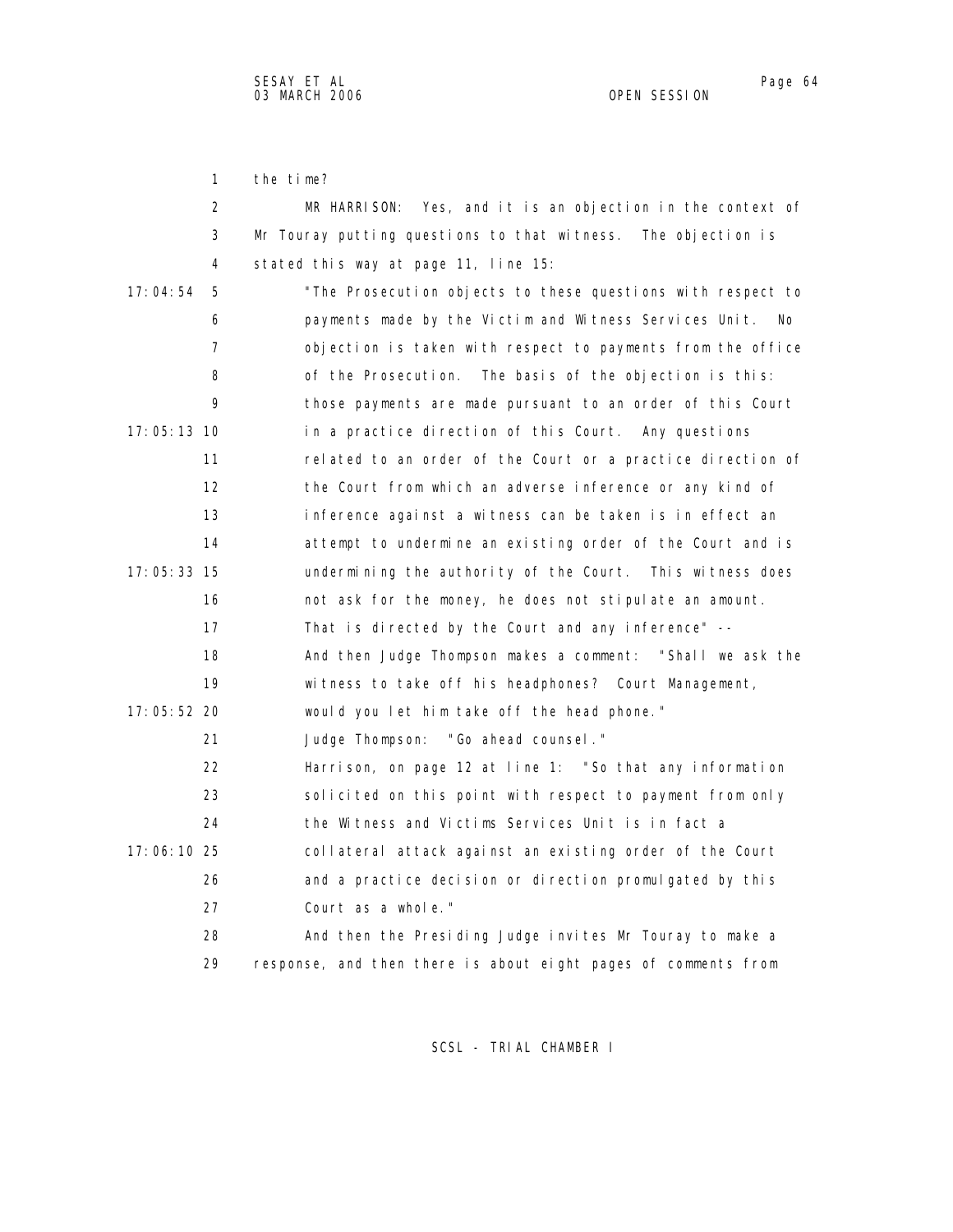the time?

MR HARRISON: Yes, and it is an objection in the context of Mr Touray putting questions to that witness. The objection is stated this way at page 11, line 15:

"The Prosecution objects to these questions with respect to payments made by the Victim and Witness Services Unit. No objection is taken with respect to payments from the office of the Prosecution. The basis of the objection is this: those payments are made pursuant to an order of this Court in a practice direction of this Court. Any questions related to an order of the Court or a practice direction of the Court from which an adverse inference or any kind of inference against a witness can be taken is in effect an attempt to undermine an existing order of the Court and is undermining the authority of the Court. This witness does not ask for the money, he does not stipulate an amount. That is directed by the Court and any inference" --

And then Judge Thompson makes a comment: "Shall we ask the witness to take off his headphones? Court Management, would you let him take off the head phone."

Judge Thompson: "Go ahead counsel."

Harrison, on page 12 at line 1: "So that any information solicited on this point with respect to payment from only the Witness and Victims Services Unit is in fact a collateral attack against an existing order of the Court and a practice decision or direction promulgated by this Court as a whole."

And then the Presiding Judge invites Mr Touray to make a response, and then there is about eight pages of comments from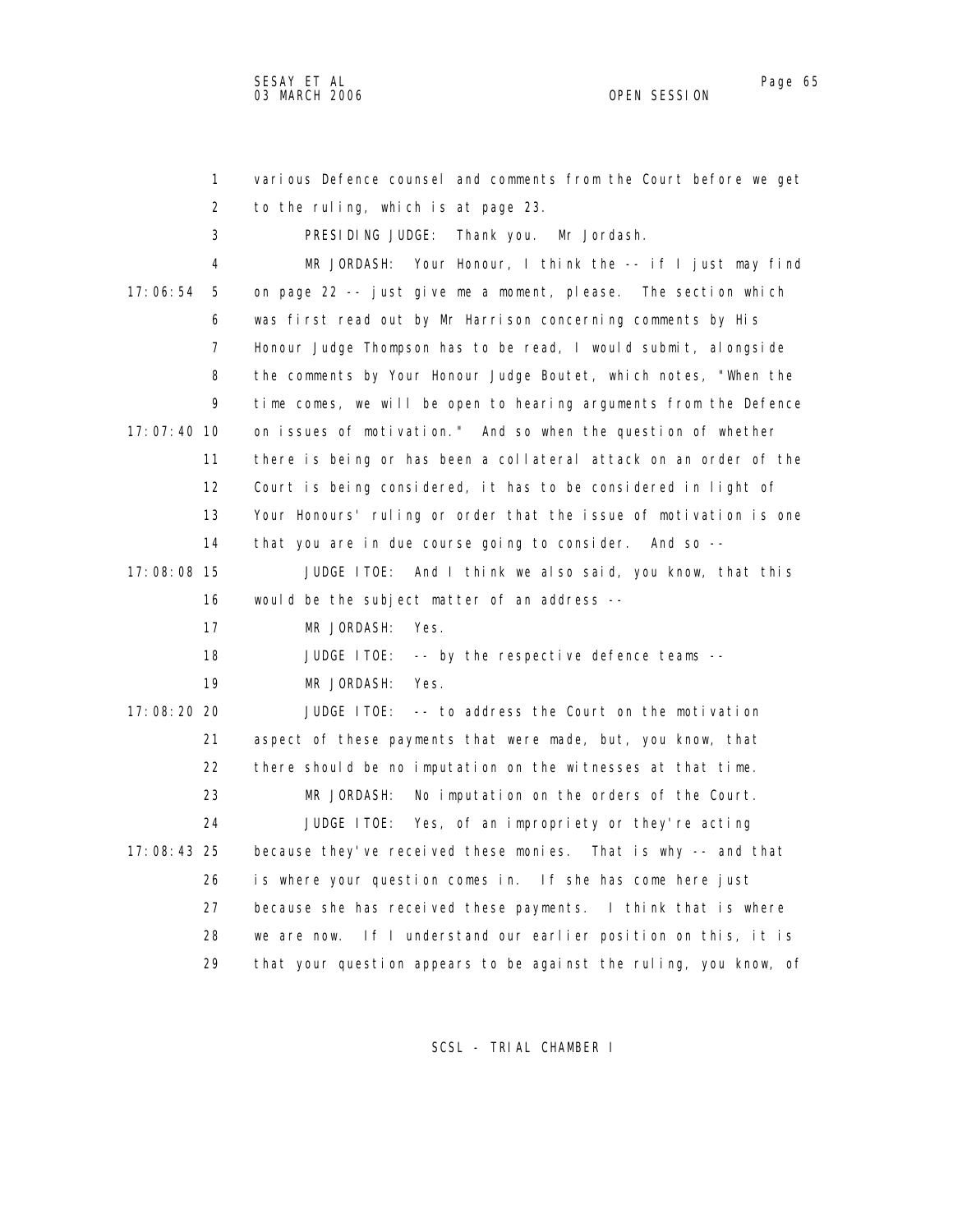various Defence counsel and comments from the Court before we get to the ruling, which is at page 23.

PRESIDING JUDGE: Thank you. Mr Jordash.

MR JORDASH: Your Honour, I think the -- if I just may find on page 22 -- just give me a moment, please. The section which was first read out by Mr Harrison concerning comments by His Honour Judge Thompson has to be read, I would submit, alongside the comments by Your Honour Judge Boutet, which notes, "When the time comes, we will be open to hearing arguments from the Defence on issues of motivation." And so when the question of whether there is being or has been a collateral attack on an order of the Court is being considered, it has to be considered in light of Your Honours' ruling or order that the issue of motivation is one that you are in due course going to consider. And so --

JUDGE ITOE: And I think we also said, you know, that this would be the subject matter of an address --

MR JORDASH: Yes.

JUDGE ITOE: -- by the respective defence teams --

MR JORDASH: Yes.

JUDGE ITOE: -- to address the Court on the motivation aspect of these payments that were made, but, you know, that there should be no imputation on the witnesses at that time.

MR JORDASH: No imputation on the orders of the Court.

JUDGE ITOE: Yes, of an impropriety or they're acting because they've received these monies. That is why -- and that is where your question comes in. If she has come here just because she has received these payments. I think that is where we are now. If I understand our earlier position on this, it is that your question appears to be against the ruling, you know, of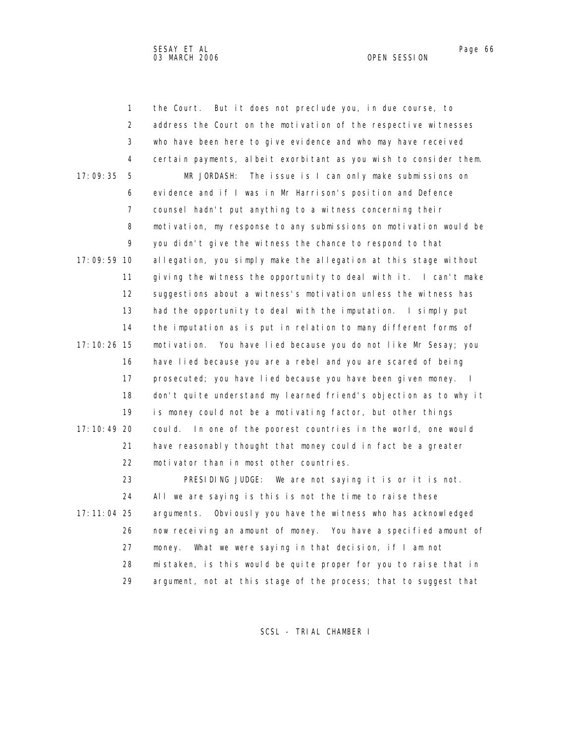the Court. But it does not preclude you, in due course, to address the Court on the motivation of the respective witnesses who have been here to give evidence and who may have received certain payments, albeit exorbitant as you wish to consider them.

MR JORDASH: The issue is I can only make submissions on evidence and if I was in Mr Harrison's position and Defence counsel hadn't put anything to a witness concerning their motivation, my response to any submissions on motivation would be you didn't give the witness the chance to respond to that allegation, you simply make the allegation at this stage without giving the witness the opportunity to deal with it. I can't make suggestions about a witness's motivation unless the witness has had the opportunity to deal with the imputation. I simply put the imputation as is put in relation to many different forms of motivation. You have lied because you do not like Mr Sesay; you have lied because you are a rebel and you are scared of being prosecuted; you have lied because you have been given money. I don't quite understand my learned friend's objection as to why it is money could not be a motivating factor, but other things could. In one of the poorest countries in the world, one would have reasonably thought that money could in fact be a greater motivator than in most other countries.

PRESIDING JUDGE: We are not saying it is or it is not. All we are saying is this is not the time to raise these arguments. Obviously you have the witness who has acknowledged now receiving an amount of money. You have a specified amount of money. What we were saying in that decision, if I am not mistaken, is this would be quite proper for you to raise that in argument, not at this stage of the process; that to suggest that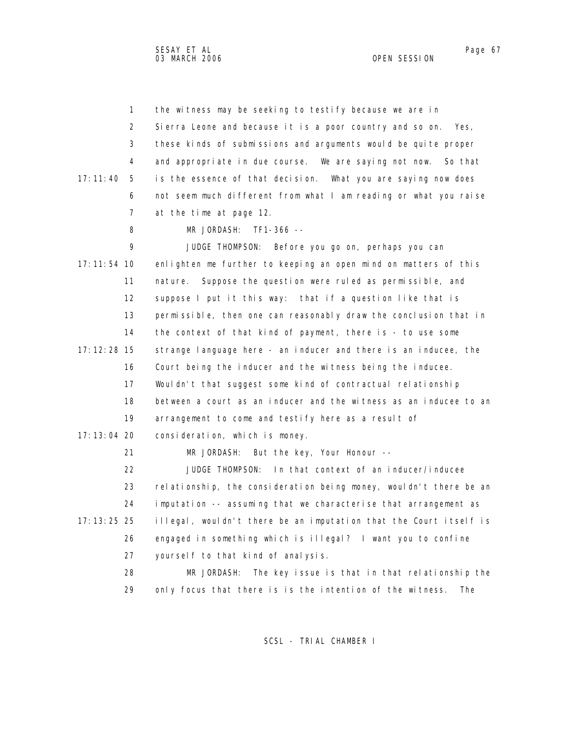the witness may be seeking to testify because we are in Sierra Leone and because it is a poor country and so on. Yes, these kinds of submissions and arguments would be quite proper and appropriate in due course. We are saying not now. So that is the essence of that decision. What you are saying now does not seem much different from what I am reading or what you raise at the time at page 12.

MR JORDASH: TF1-366 --

JUDGE THOMPSON: Before you go on, perhaps you can enlighten me further to keeping an open mind on matters of this nature. Suppose the question were ruled as permissible, and suppose I put it this way: that if a question like that is permissible, then one can reasonably draw the conclusion that in the context of that kind of payment, there is - to use some strange language here - an inducer and there is an inducee, the Court being the inducer and the witness being the inducee. Wouldn't that suggest some kind of contractual relationship between a court as an inducer and the witness as an inducee to an arrangement to come and testify here as a result of consideration, which is money.

MR JORDASH: But the key, Your Honour --

JUDGE THOMPSON: In that context of an inducer/inducee relationship, the consideration being money, wouldn't there be an imputation -- assuming that we characterise that arrangement as illegal, wouldn't there be an imputation that the Court itself is engaged in something which is illegal? I want you to confine yourself to that kind of analysis.

MR JORDASH: The key issue is that in that relationship the only focus that there is is the intention of the witness. The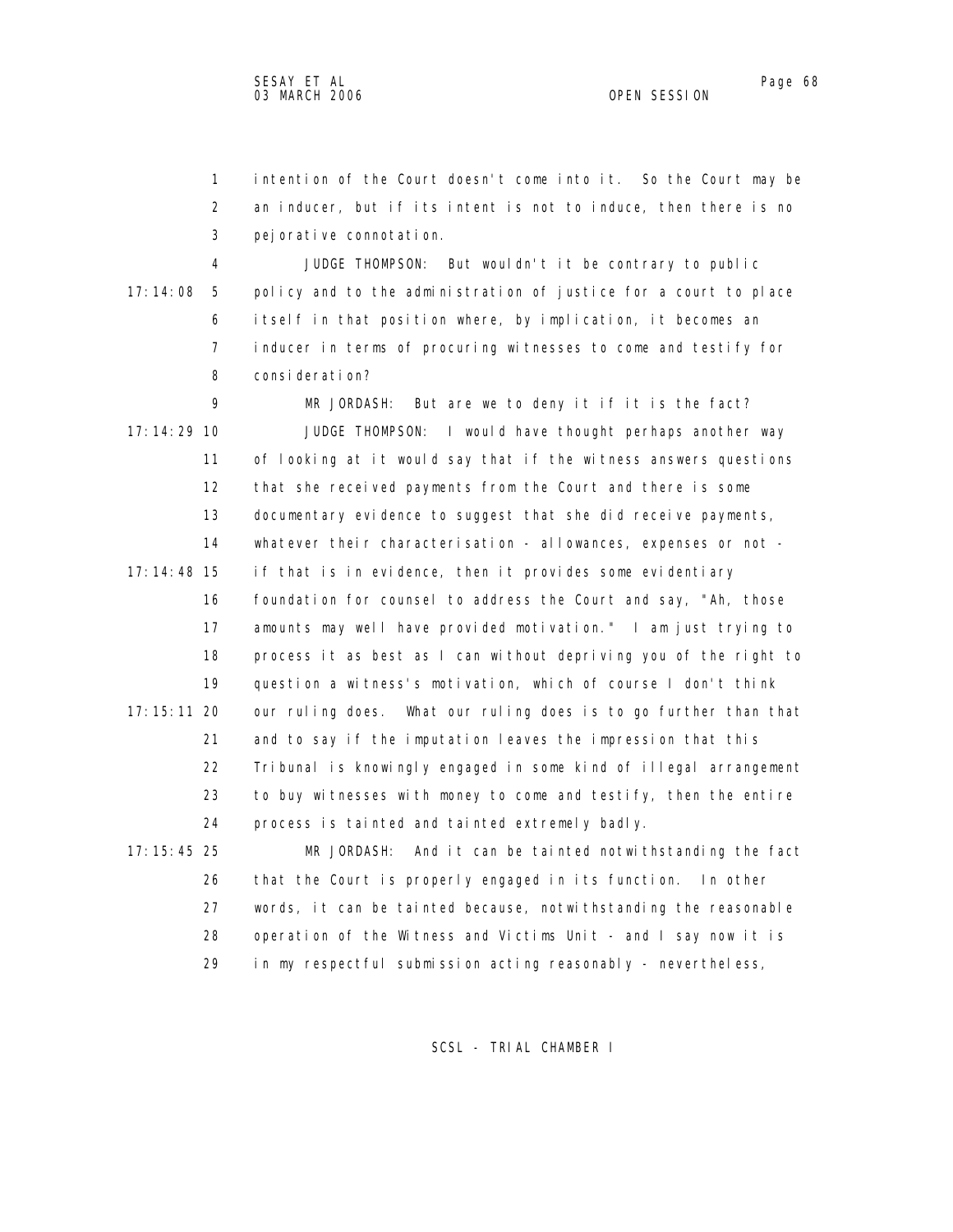intention of the Court doesn't come into it. So the Court may be an inducer, but if its intent is not to induce, then there is no pejorative connotation.

JUDGE THOMPSON: But wouldn't it be contrary to public policy and to the administration of justice for a court to place itself in that position where, by implication, it becomes an inducer in terms of procuring witnesses to come and testify for consideration?

MR JORDASH: But are we to deny it if it is the fact?

JUDGE THOMPSON: I would have thought perhaps another way of looking at it would say that if the witness answers questions that she received payments from the Court and there is some documentary evidence to suggest that she did receive payments, whatever their characterisation - allowances, expenses or not - if that is in evidence, then it provides some evidentiary foundation for counsel to address the Court and say, "Ah, those amounts may well have provided motivation." I am just trying to process it as best as I can without depriving you of the right to question a witness's motivation, which of course I don't think our ruling does. What our ruling does is to go further than that and to say if the imputation leaves the impression that this Tribunal is knowingly engaged in some kind of illegal arrangement to buy witnesses with money to come and testify, then the entire process is tainted and tainted extremely badly.

MR JORDASH: And it can be tainted notwithstanding the fact that the Court is properly engaged in its function. In other words, it can be tainted because, notwithstanding the reasonable operation of the Witness and Victims Unit - and I say now it is in my respectful submission acting reasonably - nevertheless,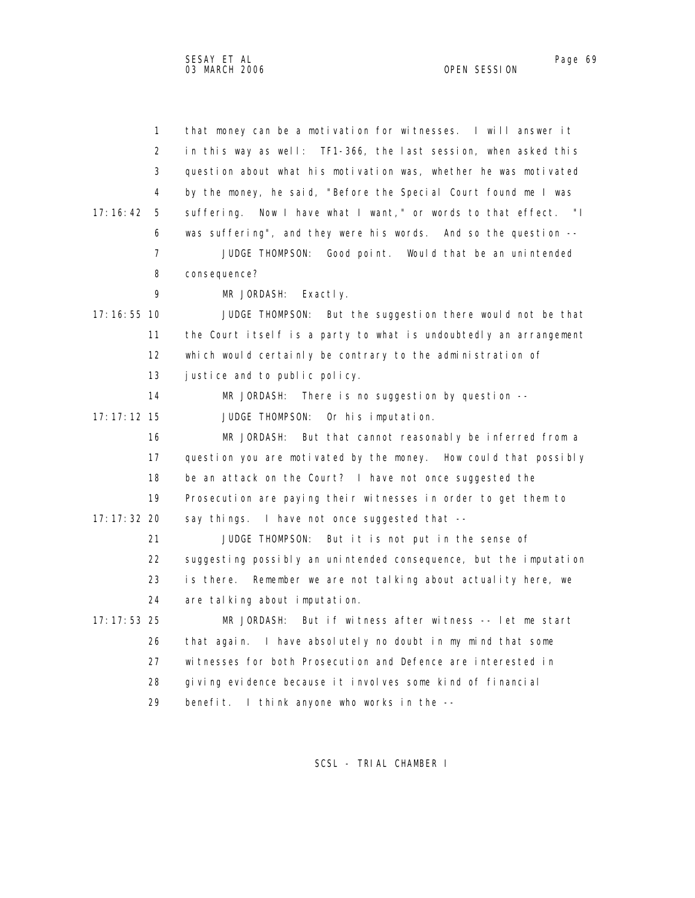1 that money can be a motivation for witnesses. I will answer it
2 in this way as well: TF1-366, the last session, when asked this
3 question about what his motivation was, whether he was motivated
4 by the money, he said, "Before the Special Court found me I was
17:16:42 5 suffering. Now I have what I want," or words to that effect. "I
6 was suffering", and they were his words. And so the question --
7 JUDGE THOMPSON: Good point. Would that be an unintended
8 consequence?
9 MR JORDASH: Exactly.
17:16:55 10 JUDGE THOMPSON: But the suggestion there would not be that
11 the Court itself is a party to what is undoubtedly an arrangement
12 which would certainly be contrary to the administration of
13 justice and to public policy.
14 MR JORDASH: There is no suggestion by question --
17:17:12 15 JUDGE THOMPSON: Or his imputation.
16 MR JORDASH: But that cannot reasonably be inferred from a
17 question you are motivated by the money. How could that possibly
18 be an attack on the Court? I have not once suggested the
19 Prosecution are paying their witnesses in order to get them to
17:17:32 20 say things. I have not once suggested that --
21 JUDGE THOMPSON: But it is not put in the sense of
22 suggesting possibly an unintended consequence, but the imputation
23 is there. Remember we are not talking about actuality here, we
24 are talking about imputation.
17:17:53 25 MR JORDASH: But if witness after witness -- let me start
26 that again. I have absolutely no doubt in my mind that some
27 witnesses for both Prosecution and Defence are interested in
28 giving evidence because it involves some kind of financial
29 benefit. I think anyone who works in the --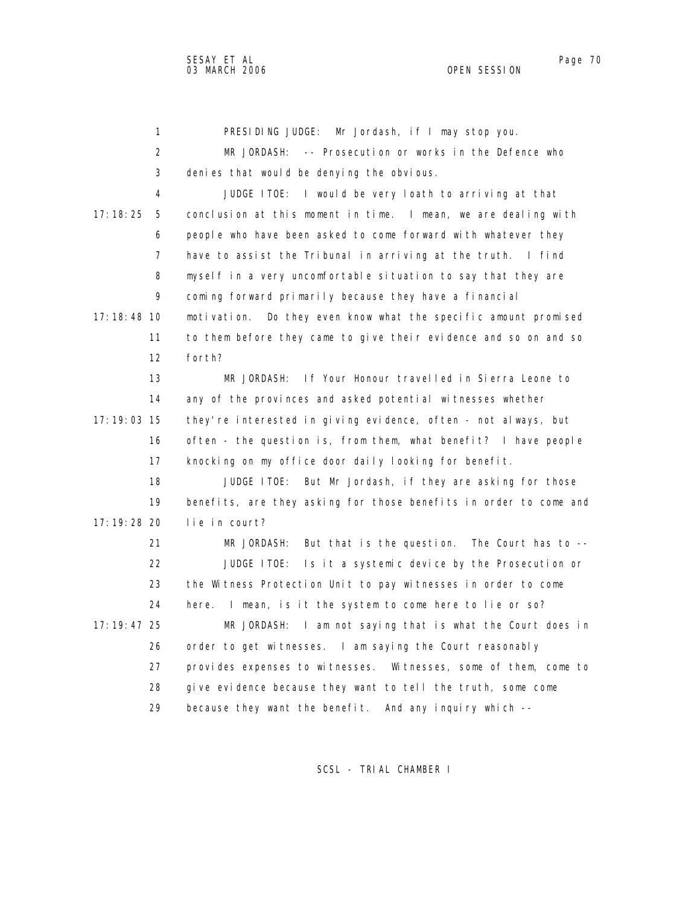PRESIDING JUDGE: Mr Jordash, if I may stop you.

MR JORDASH: -- Prosecution or works in the Defence who denies that would be denying the obvious.

JUDGE ITOE: I would be very loath to arriving at that conclusion at this moment in time. I mean, we are dealing with people who have been asked to come forward with whatever they have to assist the Tribunal in arriving at the truth. I find myself in a very uncomfortable situation to say that they are coming forward primarily because they have a financial motivation. Do they even know what the specific amount promised to them before they came to give their evidence and so on and so forth?

MR JORDASH: If Your Honour travelled in Sierra Leone to any of the provinces and asked potential witnesses whether they're interested in giving evidence, often - not always, but often - the question is, from them, what benefit? I have people knocking on my office door daily looking for benefit.

JUDGE ITOE: But Mr Jordash, if they are asking for those benefits, are they asking for those benefits in order to come and lie in court?

MR JORDASH: But that is the question. The Court has to --

JUDGE ITOE: Is it a systemic device by the Prosecution or the Witness Protection Unit to pay witnesses in order to come here. I mean, is it the system to come here to lie or so?

MR JORDASH: I am not saying that is what the Court does in order to get witnesses. I am saying the Court reasonably provides expenses to witnesses. Witnesses, some of them, come to give evidence because they want to tell the truth, some come because they want the benefit. And any inquiry which --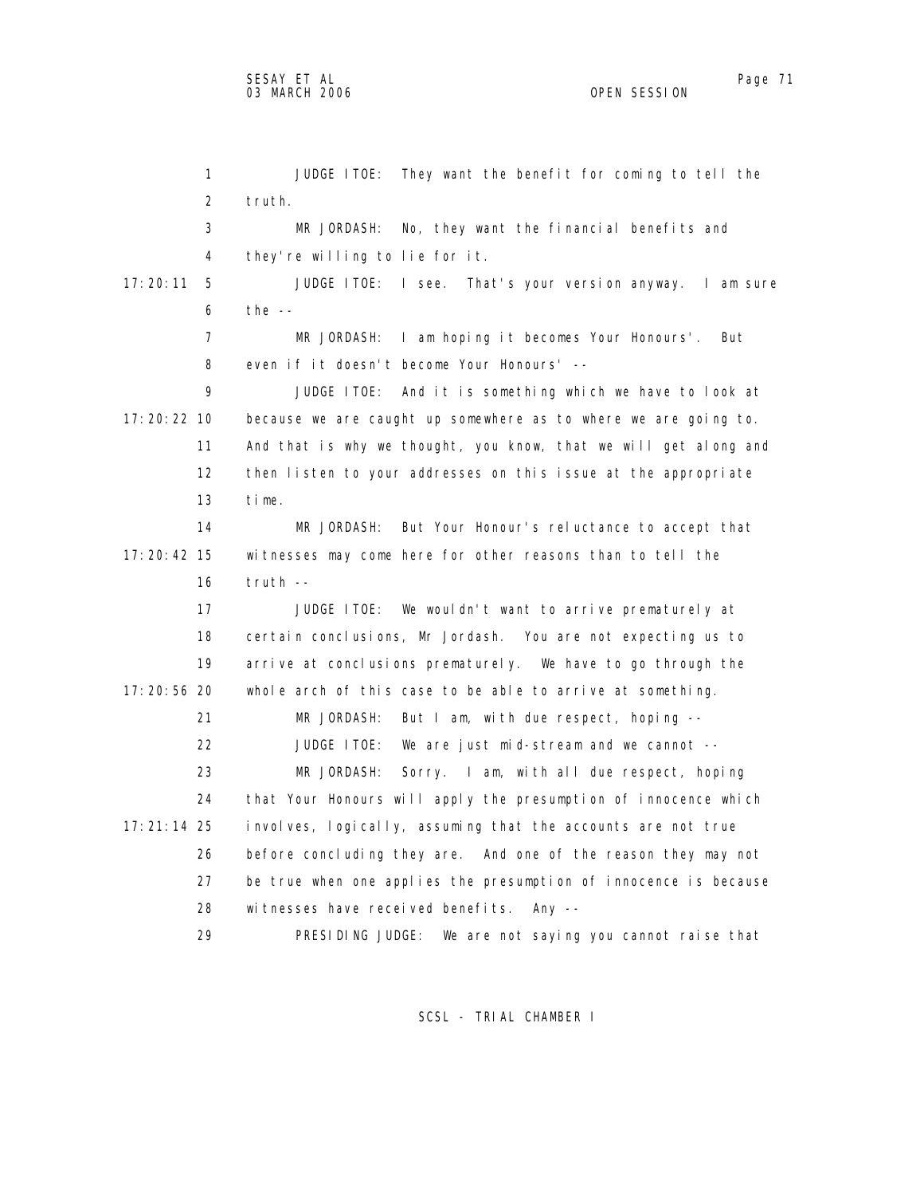JUDGE ITOE: They want the benefit for coming to tell the truth.

MR JORDASH: No, they want the financial benefits and they're willing to lie for it.

JUDGE ITOE: I see. That's your version anyway. I am sure the --

MR JORDASH: I am hoping it becomes Your Honours'. But even if it doesn't become Your Honours' --

JUDGE ITOE: And it is something which we have to look at because we are caught up somewhere as to where we are going to. And that is why we thought, you know, that we will get along and then listen to your addresses on this issue at the appropriate time.

MR JORDASH: But Your Honour's reluctance to accept that witnesses may come here for other reasons than to tell the truth --

JUDGE ITOE: We wouldn't want to arrive prematurely at certain conclusions, Mr Jordash. You are not expecting us to arrive at conclusions prematurely. We have to go through the whole arch of this case to be able to arrive at something.

MR JORDASH: But I am, with due respect, hoping --

JUDGE ITOE: We are just mid-stream and we cannot --

MR JORDASH: Sorry. I am, with all due respect, hoping that Your Honours will apply the presumption of innocence which involves, logically, assuming that the accounts are not true before concluding they are. And one of the reason they may not be true when one applies the presumption of innocence is because witnesses have received benefits. Any --

PRESIDING JUDGE: We are not saying you cannot raise that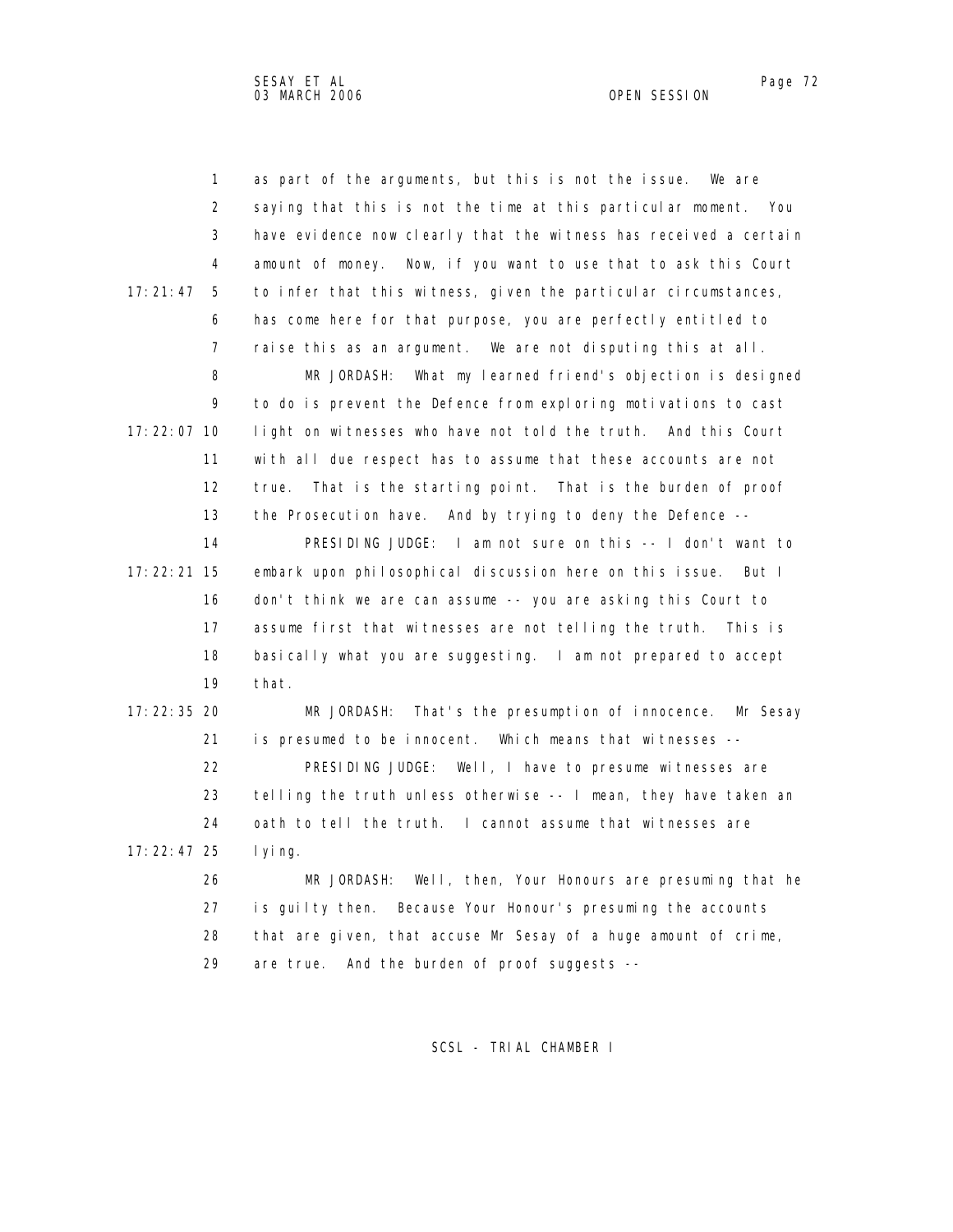as part of the arguments, but this is not the issue. We are saying that this is not the time at this particular moment. You have evidence now clearly that the witness has received a certain amount of money. Now, if you want to use that to ask this Court to infer that this witness, given the particular circumstances, has come here for that purpose, you are perfectly entitled to raise this as an argument. We are not disputing this at all.

MR JORDASH: What my learned friend's objection is designed to do is prevent the Defence from exploring motivations to cast light on witnesses who have not told the truth. And this Court with all due respect has to assume that these accounts are not true. That is the starting point. That is the burden of proof the Prosecution have. And by trying to deny the Defence --

PRESIDING JUDGE: I am not sure on this -- I don't want to embark upon philosophical discussion here on this issue. But I don't think we are can assume -- you are asking this Court to assume first that witnesses are not telling the truth. This is basically what you are suggesting. I am not prepared to accept that.

MR JORDASH: That's the presumption of innocence. Mr Sesay is presumed to be innocent. Which means that witnesses --

PRESIDING JUDGE: Well, I have to presume witnesses are telling the truth unless otherwise -- I mean, they have taken an oath to tell the truth. I cannot assume that witnesses are lying.

MR JORDASH: Well, then, Your Honours are presuming that he is guilty then. Because Your Honour's presuming the accounts that are given, that accuse Mr Sesay of a huge amount of crime, are true. And the burden of proof suggests --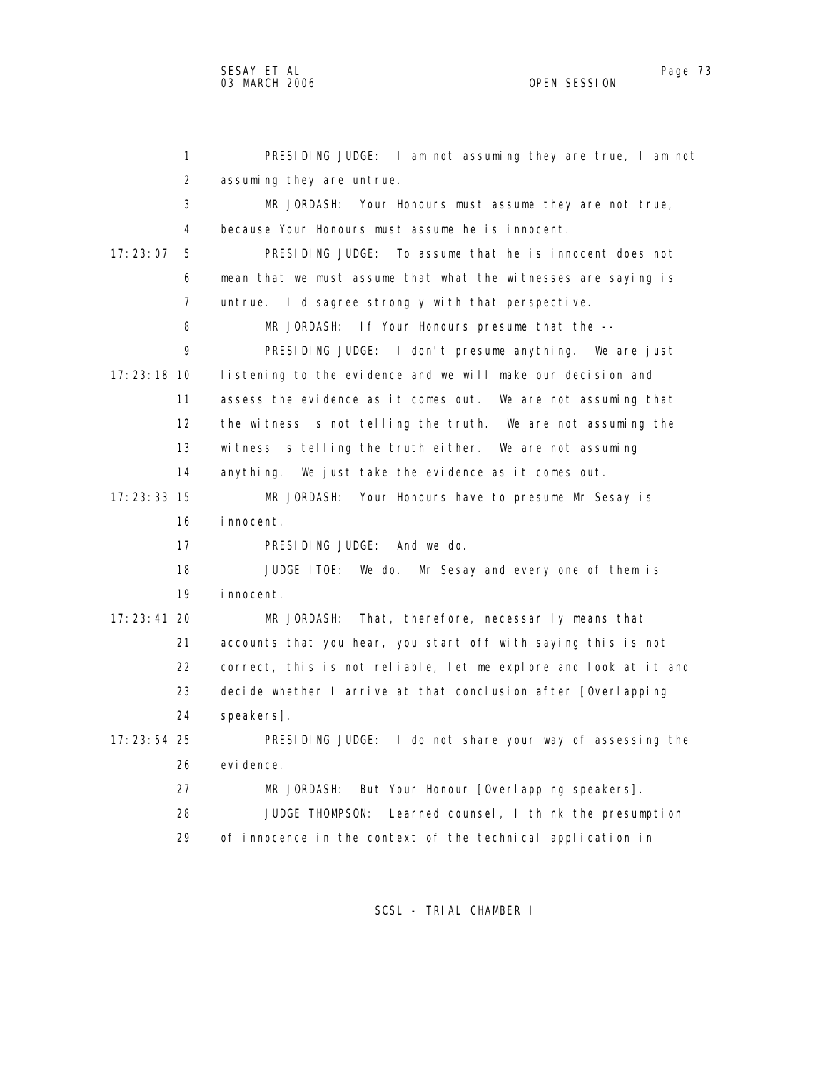PRESIDING JUDGE: I am not assuming they are true, I am not assuming they are untrue.

MR JORDASH: Your Honours must assume they are not true, because Your Honours must assume he is innocent.

PRESIDING JUDGE: To assume that he is innocent does not mean that we must assume that what the witnesses are saying is untrue. I disagree strongly with that perspective.

MR JORDASH: If Your Honours presume that the --

PRESIDING JUDGE: I don't presume anything. We are just listening to the evidence and we will make our decision and assess the evidence as it comes out. We are not assuming that the witness is not telling the truth. We are not assuming the witness is telling the truth either. We are not assuming anything. We just take the evidence as it comes out.

MR JORDASH: Your Honours have to presume Mr Sesay is innocent.

PRESIDING JUDGE: And we do.

JUDGE ITOE: We do. Mr Sesay and every one of them is innocent.

MR JORDASH: That, therefore, necessarily means that accounts that you hear, you start off with saying this is not correct, this is not reliable, let me explore and look at it and decide whether I arrive at that conclusion after [Overlapping speakers].

PRESIDING JUDGE: I do not share your way of assessing the evidence.

MR JORDASH: But Your Honour [Overlapping speakers].

JUDGE THOMPSON: Learned counsel, I think the presumption of innocence in the context of the technical application in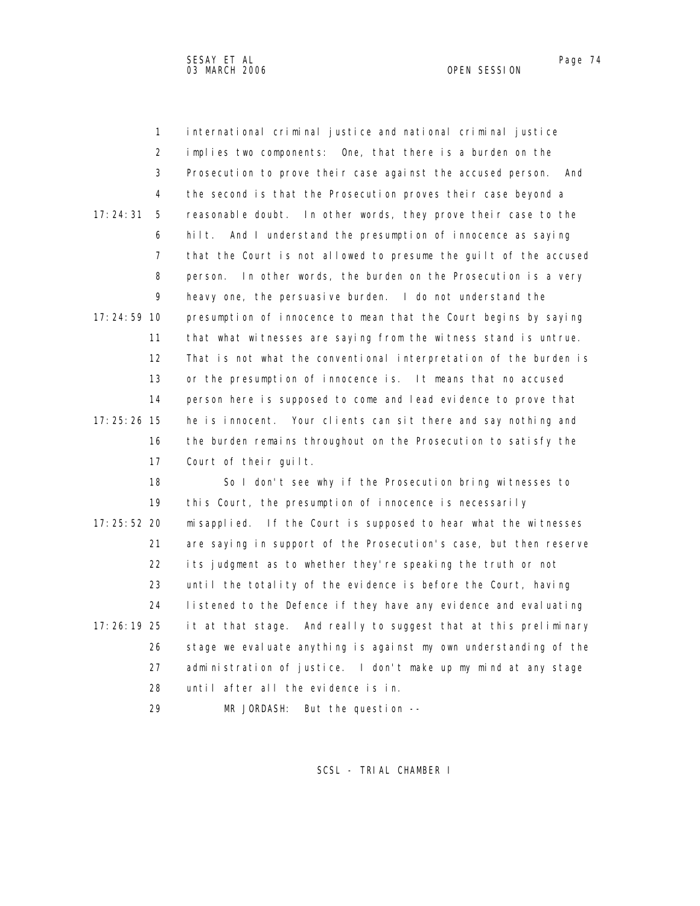international criminal justice and national criminal justice implies two components: One, that there is a burden on the Prosecution to prove their case against the accused person. And the second is that the Prosecution proves their case beyond a reasonable doubt. In other words, they prove their case to the hilt. And I understand the presumption of innocence as saying that the Court is not allowed to presume the guilt of the accused person. In other words, the burden on the Prosecution is a very heavy one, the persuasive burden. I do not understand the presumption of innocence to mean that the Court begins by saying that what witnesses are saying from the witness stand is untrue. That is not what the conventional interpretation of the burden is or the presumption of innocence is. It means that no accused person here is supposed to come and lead evidence to prove that he is innocent. Your clients can sit there and say nothing and the burden remains throughout on the Prosecution to satisfy the Court of their guilt.

So I don't see why if the Prosecution bring witnesses to this Court, the presumption of innocence is necessarily misapplied. If the Court is supposed to hear what the witnesses are saying in support of the Prosecution's case, but then reserve its judgment as to whether they're speaking the truth or not until the totality of the evidence is before the Court, having listened to the Defence if they have any evidence and evaluating it at that stage. And really to suggest that at this preliminary stage we evaluate anything is against my own understanding of the administration of justice. I don't make up my mind at any stage until after all the evidence is in.

MR JORDASH: But the question --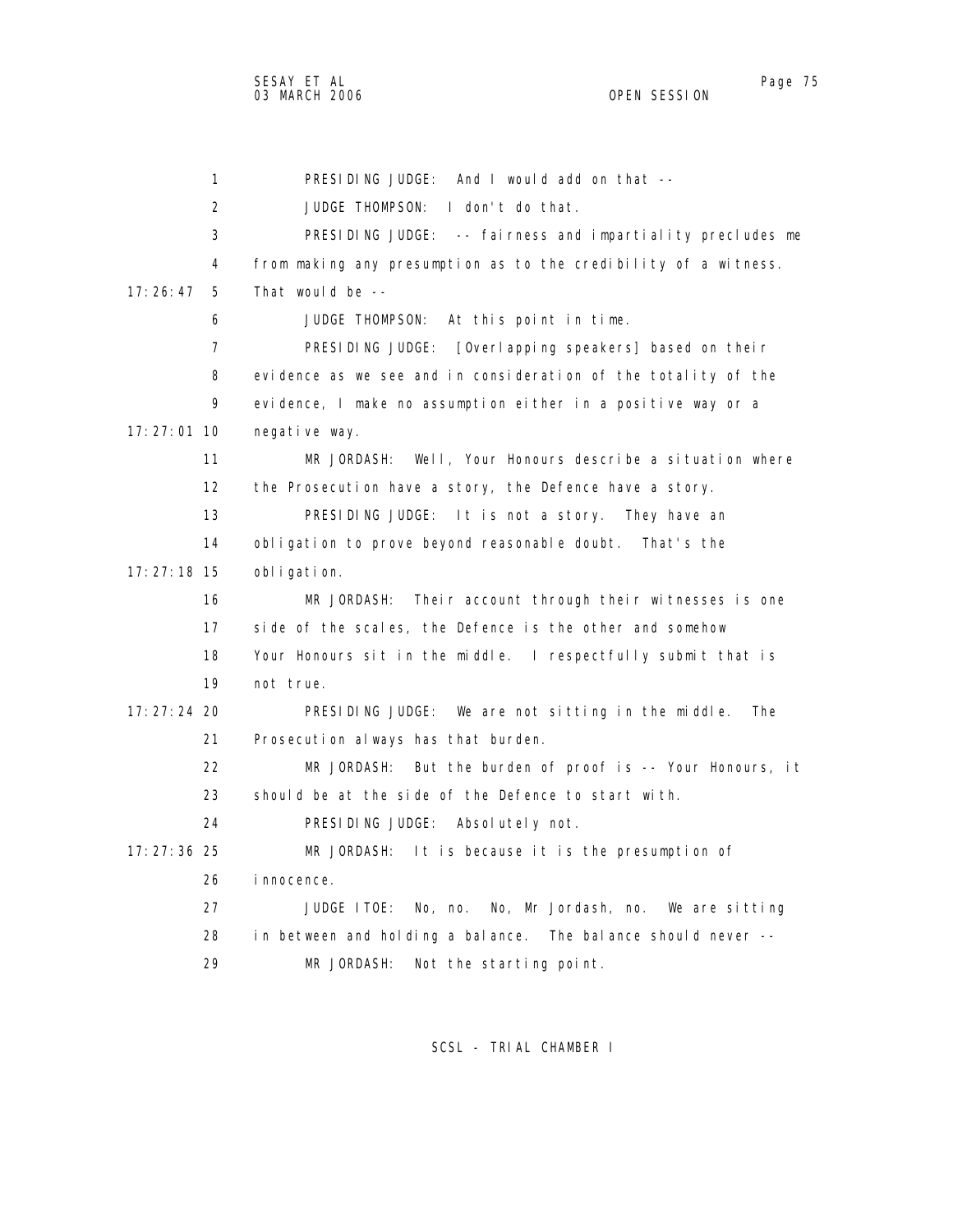PRESIDING JUDGE: And I would add on that --

JUDGE THOMPSON: I don't do that.

PRESIDING JUDGE: -- fairness and impartiality precludes me from making any presumption as to the credibility of a witness. That would be --

JUDGE THOMPSON: At this point in time.

PRESIDING JUDGE: [Overlapping speakers] based on their evidence as we see and in consideration of the totality of the evidence, I make no assumption either in a positive way or a negative way.

MR JORDASH: Well, Your Honours describe a situation where the Prosecution have a story, the Defence have a story.

PRESIDING JUDGE: It is not a story. They have an obligation to prove beyond reasonable doubt. That's the obligation.

MR JORDASH: Their account through their witnesses is one side of the scales, the Defence is the other and somehow Your Honours sit in the middle. I respectfully submit that is not true.

PRESIDING JUDGE: We are not sitting in the middle. The Prosecution always has that burden.

MR JORDASH: But the burden of proof is -- Your Honours, it should be at the side of the Defence to start with.

PRESIDING JUDGE: Absolutely not.

MR JORDASH: It is because it is the presumption of innocence.

JUDGE ITOE: No, no. No, Mr Jordash, no. We are sitting in between and holding a balance. The balance should never --

MR JORDASH: Not the starting point.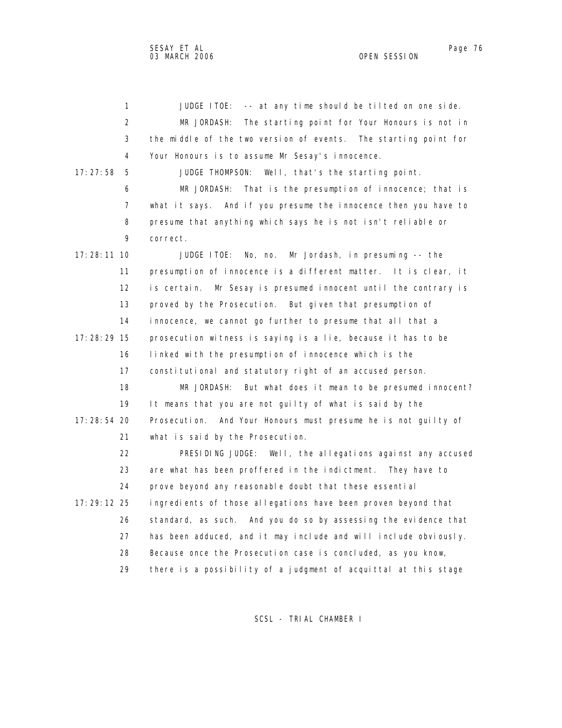JUDGE ITOE: -- at any time should be tilted on one side.

MR JORDASH: The starting point for Your Honours is not in the middle of the two version of events. The starting point for Your Honours is to assume Mr Sesay's innocence.

JUDGE THOMPSON: Well, that's the starting point.

MR JORDASH: That is the presumption of innocence; that is what it says. And if you presume the innocence then you have to presume that anything which says he is not isn't reliable or correct.

JUDGE ITOE: No, no. Mr Jordash, in presuming -- the presumption of innocence is a different matter. It is clear, it is certain. Mr Sesay is presumed innocent until the contrary is proved by the Prosecution. But given that presumption of innocence, we cannot go further to presume that all that a prosecution witness is saying is a lie, because it has to be linked with the presumption of innocence which is the constitutional and statutory right of an accused person.

MR JORDASH: But what does it mean to be presumed innocent? It means that you are not guilty of what is said by the Prosecution. And Your Honours must presume he is not guilty of what is said by the Prosecution.

PRESIDING JUDGE: Well, the allegations against any accused are what has been proffered in the indictment. They have to prove beyond any reasonable doubt that these essential ingredients of those allegations have been proven beyond that standard, as such. And you do so by assessing the evidence that has been adduced, and it may include and will include obviously. Because once the Prosecution case is concluded, as you know, there is a possibility of a judgment of acquittal at this stage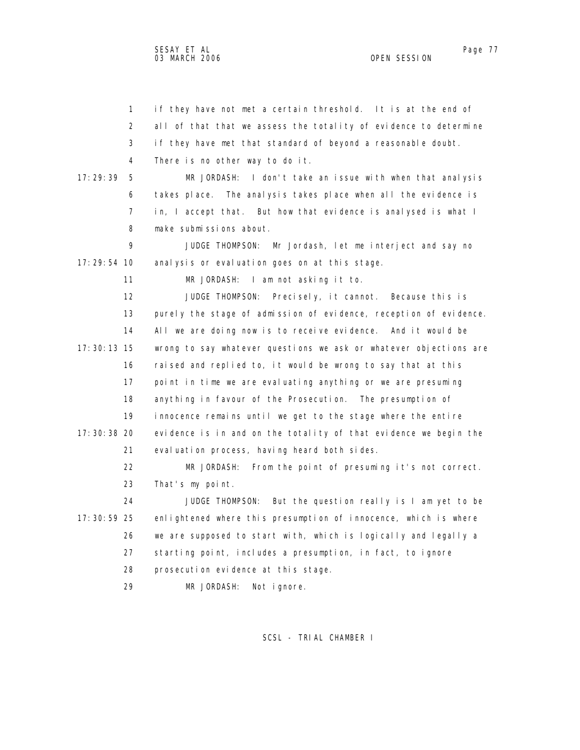if they have not met a certain threshold. It is at the end of all of that that we assess the totality of evidence to determine if they have met that standard of beyond a reasonable doubt. There is no other way to do it.

MR JORDASH: I don't take an issue with when that analysis takes place. The analysis takes place when all the evidence is in, I accept that. But how that evidence is analysed is what I make submissions about.

JUDGE THOMPSON: Mr Jordash, let me interject and say no analysis or evaluation goes on at this stage.

MR JORDASH: I am not asking it to.

JUDGE THOMPSON: Precisely, it cannot. Because this is purely the stage of admission of evidence, reception of evidence. All we are doing now is to receive evidence. And it would be wrong to say whatever questions we ask or whatever objections are raised and replied to, it would be wrong to say that at this point in time we are evaluating anything or we are presuming anything in favour of the Prosecution. The presumption of innocence remains until we get to the stage where the entire evidence is in and on the totality of that evidence we begin the evaluation process, having heard both sides.

MR JORDASH: From the point of presuming it's not correct. That's my point.

JUDGE THOMPSON: But the question really is I am yet to be enlightened where this presumption of innocence, which is where we are supposed to start with, which is logically and legally a starting point, includes a presumption, in fact, to ignore prosecution evidence at this stage.

MR JORDASH: Not ignore.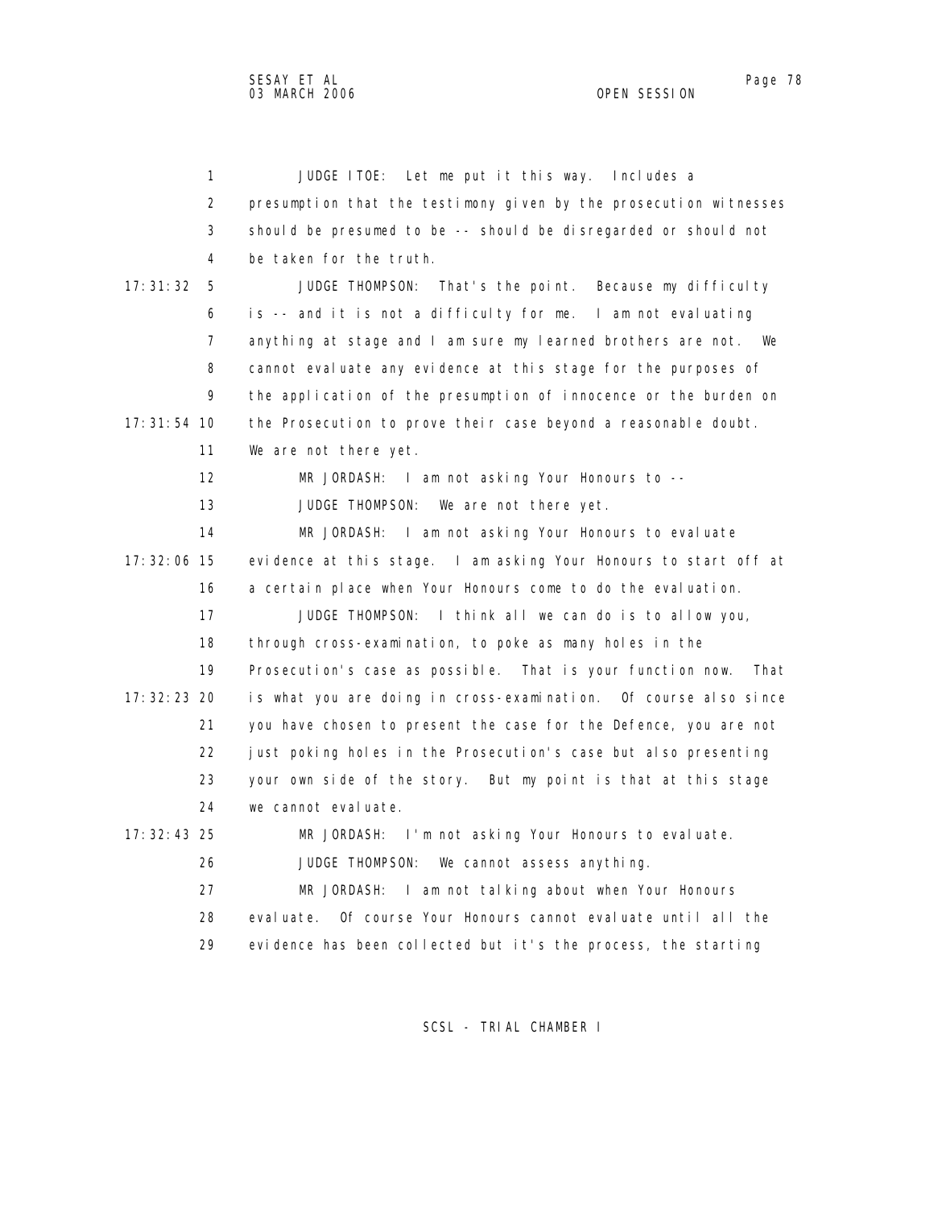JUDGE ITOE: Let me put it this way. Includes a presumption that the testimony given by the prosecution witnesses should be presumed to be -- should be disregarded or should not be taken for the truth.

JUDGE THOMPSON: That's the point. Because my difficulty is -- and it is not a difficulty for me. I am not evaluating anything at stage and I am sure my learned brothers are not. We cannot evaluate any evidence at this stage for the purposes of the application of the presumption of innocence or the burden on the Prosecution to prove their case beyond a reasonable doubt. We are not there yet.

MR JORDASH: I am not asking Your Honours to --

JUDGE THOMPSON: We are not there yet.

MR JORDASH: I am not asking Your Honours to evaluate evidence at this stage. I am asking Your Honours to start off at a certain place when Your Honours come to do the evaluation.

JUDGE THOMPSON: I think all we can do is to allow you, through cross-examination, to poke as many holes in the Prosecution's case as possible. That is your function now. That is what you are doing in cross-examination. Of course also since you have chosen to present the case for the Defence, you are not just poking holes in the Prosecution's case but also presenting your own side of the story. But my point is that at this stage we cannot evaluate.

MR JORDASH: I'm not asking Your Honours to evaluate.

JUDGE THOMPSON: We cannot assess anything.

MR JORDASH: I am not talking about when Your Honours evaluate. Of course Your Honours cannot evaluate until all the evidence has been collected but it's the process, the starting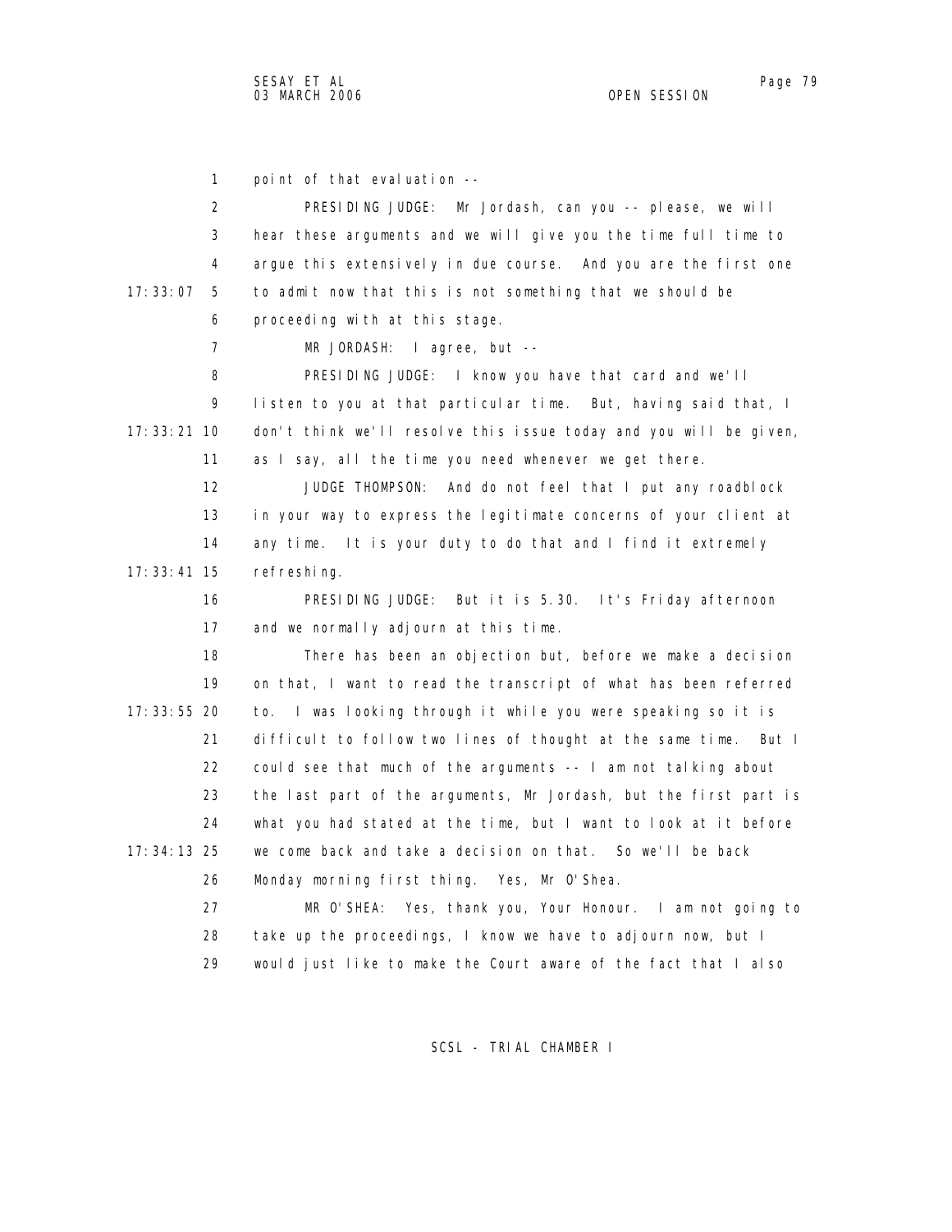point of that evaluation --

PRESIDING JUDGE: Mr Jordash, can you -- please, we will hear these arguments and we will give you the time full time to argue this extensively in due course. And you are the first one to admit now that this is not something that we should be proceeding with at this stage.

MR JORDASH: I agree, but --

PRESIDING JUDGE: I know you have that card and we'll listen to you at that particular time. But, having said that, I don't think we'll resolve this issue today and you will be given, as I say, all the time you need whenever we get there.

JUDGE THOMPSON: And do not feel that I put any roadblock in your way to express the legitimate concerns of your client at any time. It is your duty to do that and I find it extremely refreshing.

PRESIDING JUDGE: But it is 5.30. It's Friday afternoon and we normally adjourn at this time.

There has been an objection but, before we make a decision on that, I want to read the transcript of what has been referred to. I was looking through it while you were speaking so it is difficult to follow two lines of thought at the same time. But I could see that much of the arguments -- I am not talking about the last part of the arguments, Mr Jordash, but the first part is what you had stated at the time, but I want to look at it before we come back and take a decision on that. So we'll be back Monday morning first thing. Yes, Mr O'Shea.

MR O'SHEA: Yes, thank you, Your Honour. I am not going to take up the proceedings, I know we have to adjourn now, but I would just like to make the Court aware of the fact that I also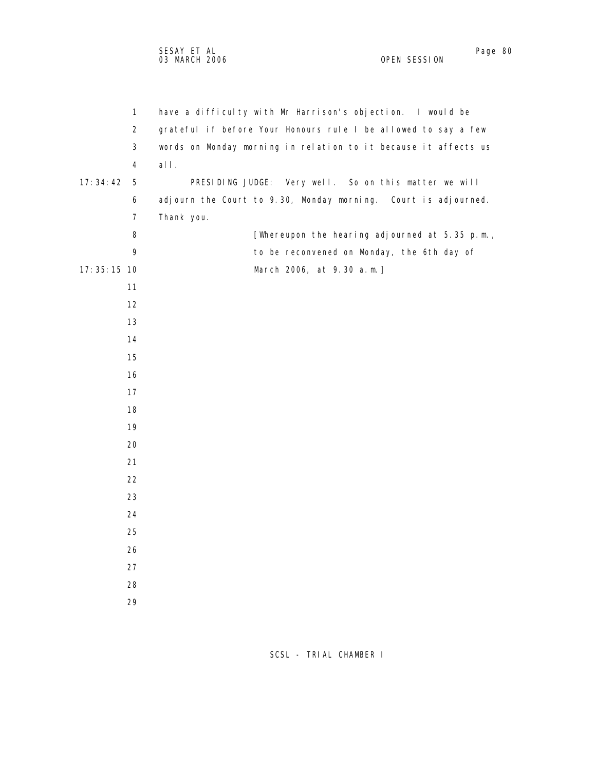have a difficulty with Mr Harrison's objection. I would be grateful if before Your Honours rule I be allowed to say a few words on Monday morning in relation to it because it affects us all.

PRESIDING JUDGE: Very well. So on this matter we will adjourn the Court to 9.30, Monday morning. Court is adjourned. Thank you.

[Whereupon the hearing adjourned at 5.35 p.m., to be reconvened on Monday, the 6th day of March 2006, at 9.30 a.m.]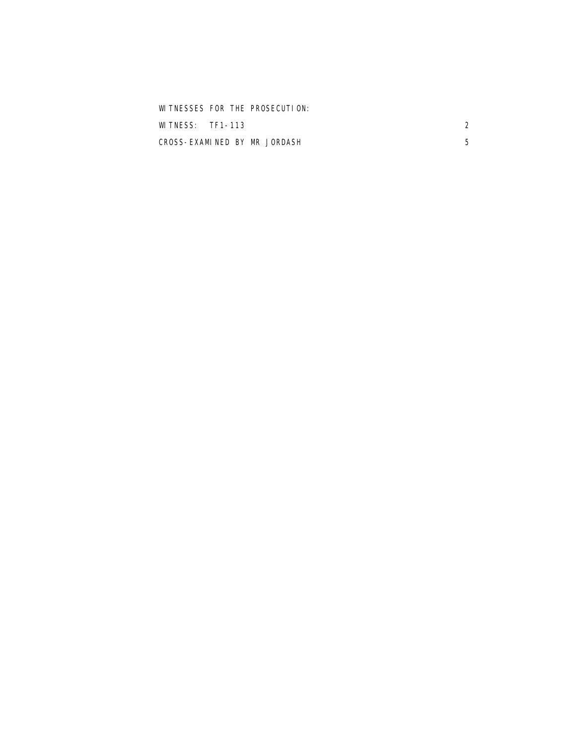WITNESSES FOR THE PROSECUTION:

| | |
|---|---|
| WITNESS: TF1-113 | 2 |
| CROSS-EXAMINED BY MR JORDASH | 5 |